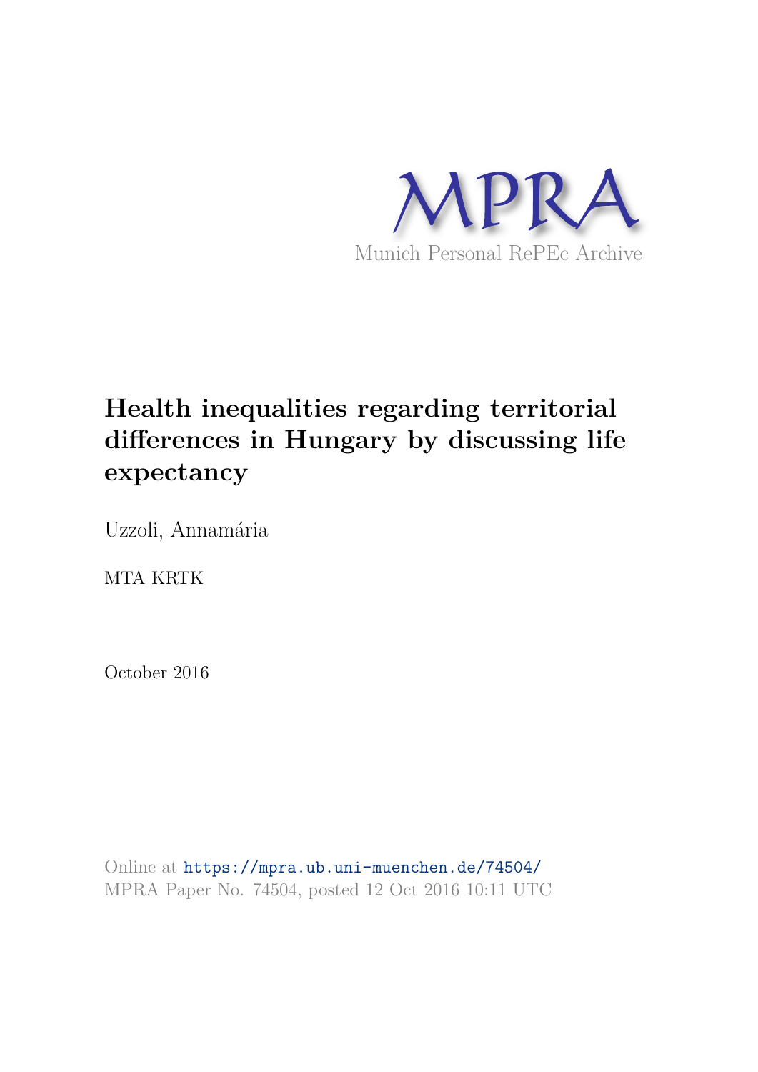MPRA

Munich Personal RePEc Archive

# Health inequalities regarding territorial differences in Hungary by discussing life expectancy

Uzzoli, Annamária

MTA KRTK

October 2016

Online at https://mpra.ub.uni-muenchen.de/74504/
MPRA Paper No. 74504, posted 12 Oct 2016 10:11 UTC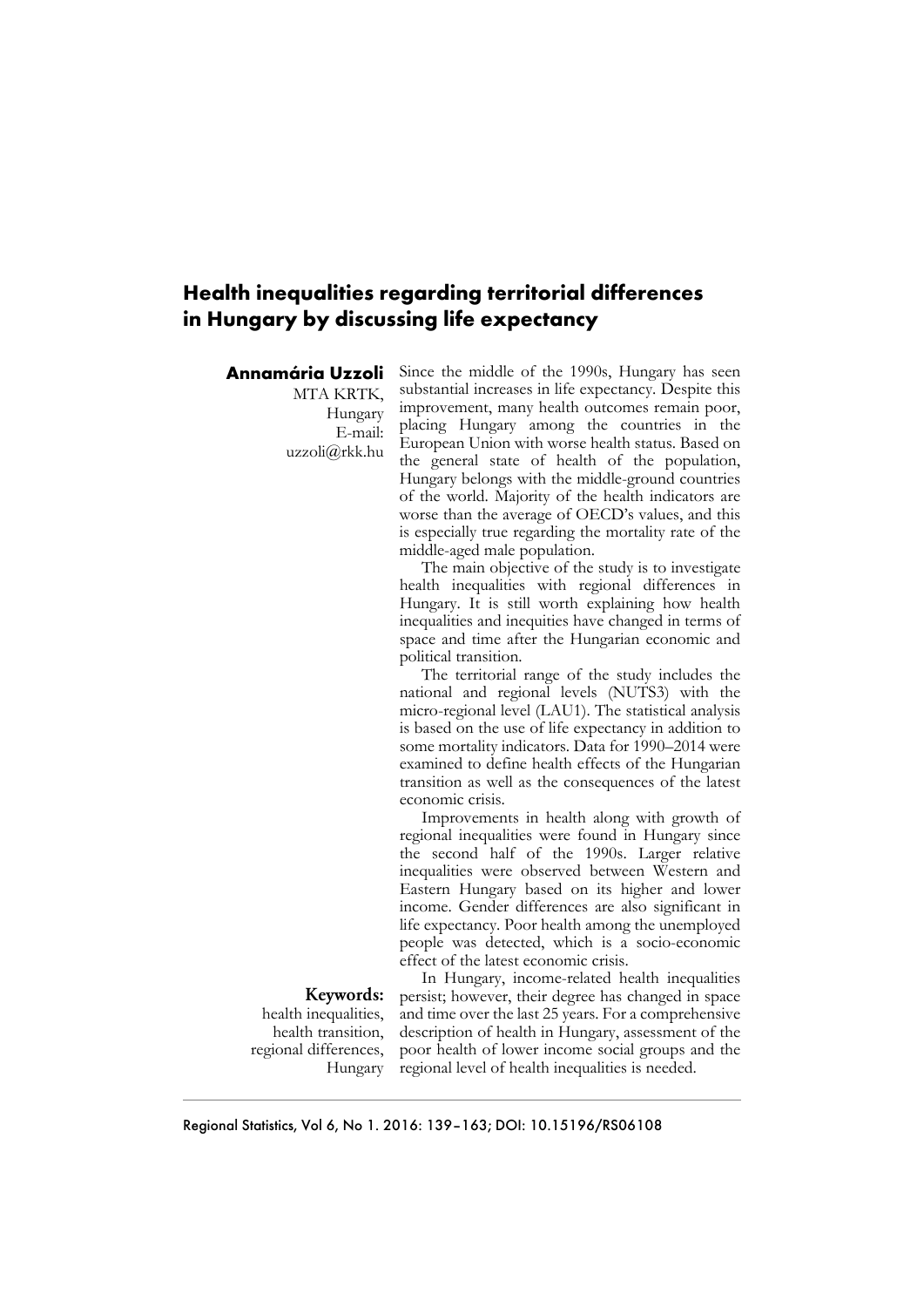# Health inequalities regarding territorial differences in Hungary by discussing life expectancy

**Annamária Uzzoli**
MTA KRTK,
Hungary
E-mail:
uzzoli@rkk.hu

Since the middle of the 1990s, Hungary has seen substantial increases in life expectancy. Despite this improvement, many health outcomes remain poor, placing Hungary among the countries in the European Union with worse health status. Based on the general state of health of the population, Hungary belongs with the middle-ground countries of the world. Majority of the health indicators are worse than the average of OECD's values, and this is especially true regarding the mortality rate of the middle-aged male population.

The main objective of the study is to investigate health inequalities with regional differences in Hungary. It is still worth explaining how health inequalities and inequities have changed in terms of space and time after the Hungarian economic and political transition.

The territorial range of the study includes the national and regional levels (NUTS3) with the micro-regional level (LAU1). The statistical analysis is based on the use of life expectancy in addition to some mortality indicators. Data for 1990–2014 were examined to define health effects of the Hungarian transition as well as the consequences of the latest economic crisis.

Improvements in health along with growth of regional inequalities were found in Hungary since the second half of the 1990s. Larger relative inequalities were observed between Western and Eastern Hungary based on its higher and lower income. Gender differences are also significant in life expectancy. Poor health among the unemployed people was detected, which is a socio-economic effect of the latest economic crisis.

In Hungary, income-related health inequalities persist; however, their degree has changed in space and time over the last 25 years. For a comprehensive description of health in Hungary, assessment of the poor health of lower income social groups and the regional level of health inequalities is needed.

**Keywords:**
health inequalities,
health transition,
regional differences,
Hungary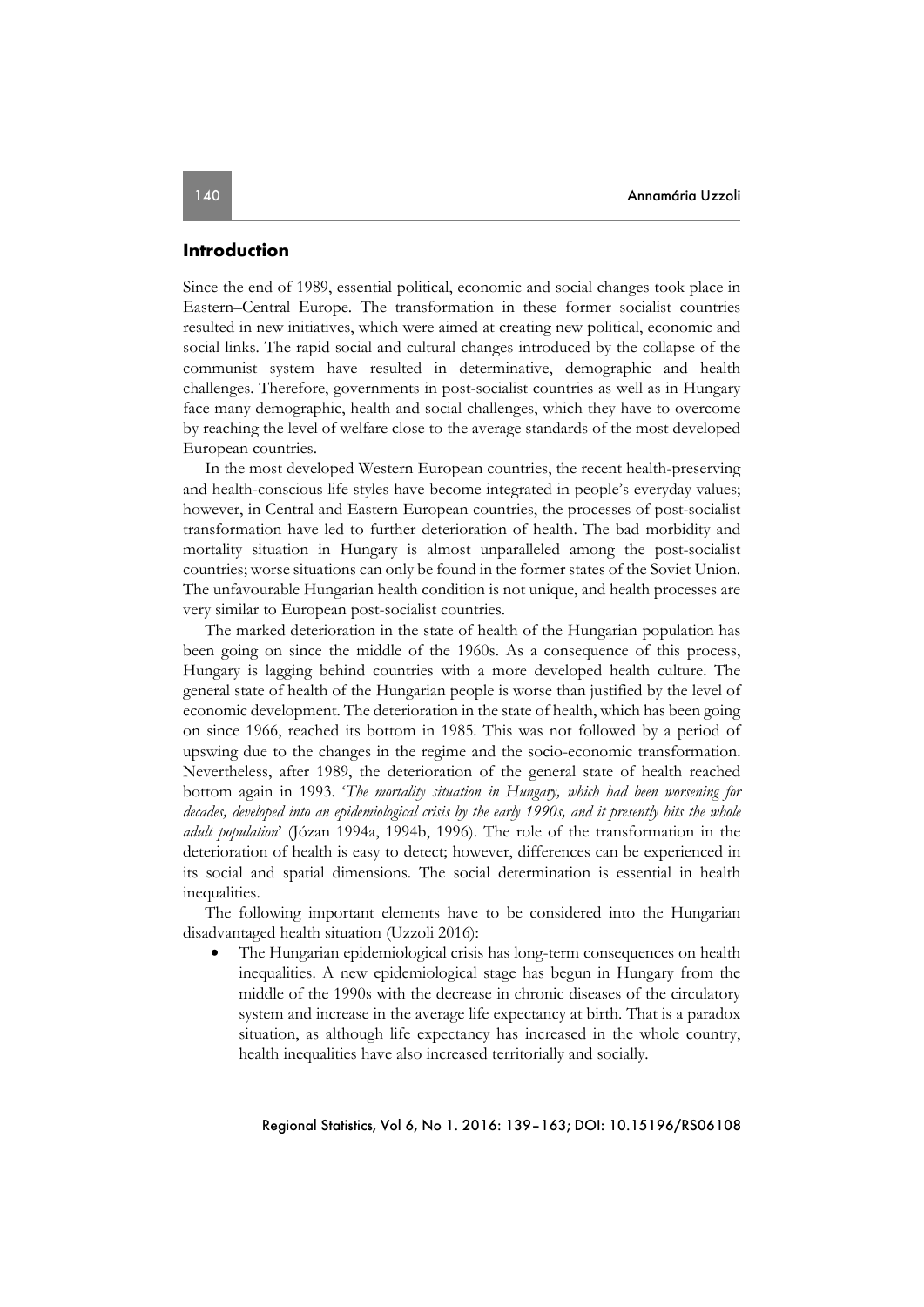## Introduction

Since the end of 1989, essential political, economic and social changes took place in Eastern–Central Europe. The transformation in these former socialist countries resulted in new initiatives, which were aimed at creating new political, economic and social links. The rapid social and cultural changes introduced by the collapse of the communist system have resulted in determinative, demographic and health challenges. Therefore, governments in post-socialist countries as well as in Hungary face many demographic, health and social challenges, which they have to overcome by reaching the level of welfare close to the average standards of the most developed European countries.

In the most developed Western European countries, the recent health-preserving and health-conscious life styles have become integrated in people's everyday values; however, in Central and Eastern European countries, the processes of post-socialist transformation have led to further deterioration of health. The bad morbidity and mortality situation in Hungary is almost unparalleled among the post-socialist countries; worse situations can only be found in the former states of the Soviet Union. The unfavourable Hungarian health condition is not unique, and health processes are very similar to European post-socialist countries.

The marked deterioration in the state of health of the Hungarian population has been going on since the middle of the 1960s. As a consequence of this process, Hungary is lagging behind countries with a more developed health culture. The general state of health of the Hungarian people is worse than justified by the level of economic development. The deterioration in the state of health, which has been going on since 1966, reached its bottom in 1985. This was not followed by a period of upswing due to the changes in the regime and the socio-economic transformation. Nevertheless, after 1989, the deterioration of the general state of health reached bottom again in 1993. '*The mortality situation in Hungary, which had been worsening for decades, developed into an epidemiological crisis by the early 1990s, and it presently hits the whole adult population*' (Józan 1994a, 1994b, 1996). The role of the transformation in the deterioration of health is easy to detect; however, differences can be experienced in its social and spatial dimensions. The social determination is essential in health inequalities.

The following important elements have to be considered into the Hungarian disadvantaged health situation (Uzzoli 2016):

- The Hungarian epidemiological crisis has long-term consequences on health inequalities. A new epidemiological stage has begun in Hungary from the middle of the 1990s with the decrease in chronic diseases of the circulatory system and increase in the average life expectancy at birth. That is a paradox situation, as although life expectancy has increased in the whole country, health inequalities have also increased territorially and socially.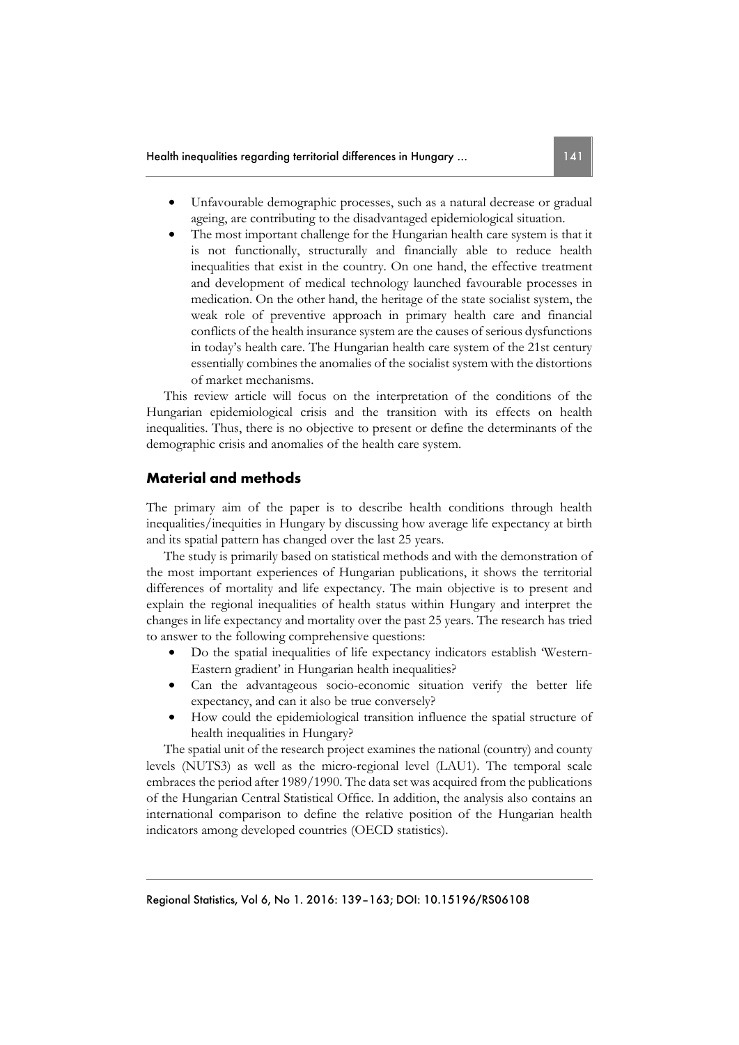- Unfavourable demographic processes, such as a natural decrease or gradual ageing, are contributing to the disadvantaged epidemiological situation.
- The most important challenge for the Hungarian health care system is that it is not functionally, structurally and financially able to reduce health inequalities that exist in the country. On one hand, the effective treatment and development of medical technology launched favourable processes in medication. On the other hand, the heritage of the state socialist system, the weak role of preventive approach in primary health care and financial conflicts of the health insurance system are the causes of serious dysfunctions in today's health care. The Hungarian health care system of the 21st century essentially combines the anomalies of the socialist system with the distortions of market mechanisms.

This review article will focus on the interpretation of the conditions of the Hungarian epidemiological crisis and the transition with its effects on health inequalities. Thus, there is no objective to present or define the determinants of the demographic crisis and anomalies of the health care system.

## Material and methods

The primary aim of the paper is to describe health conditions through health inequalities/inequities in Hungary by discussing how average life expectancy at birth and its spatial pattern has changed over the last 25 years.

The study is primarily based on statistical methods and with the demonstration of the most important experiences of Hungarian publications, it shows the territorial differences of mortality and life expectancy. The main objective is to present and explain the regional inequalities of health status within Hungary and interpret the changes in life expectancy and mortality over the past 25 years. The research has tried to answer to the following comprehensive questions:

- Do the spatial inequalities of life expectancy indicators establish 'Western-Eastern gradient' in Hungarian health inequalities?
- Can the advantageous socio-economic situation verify the better life expectancy, and can it also be true conversely?
- How could the epidemiological transition influence the spatial structure of health inequalities in Hungary?

The spatial unit of the research project examines the national (country) and county levels (NUTS3) as well as the micro-regional level (LAU1). The temporal scale embraces the period after 1989/1990. The data set was acquired from the publications of the Hungarian Central Statistical Office. In addition, the analysis also contains an international comparison to define the relative position of the Hungarian health indicators among developed countries (OECD statistics).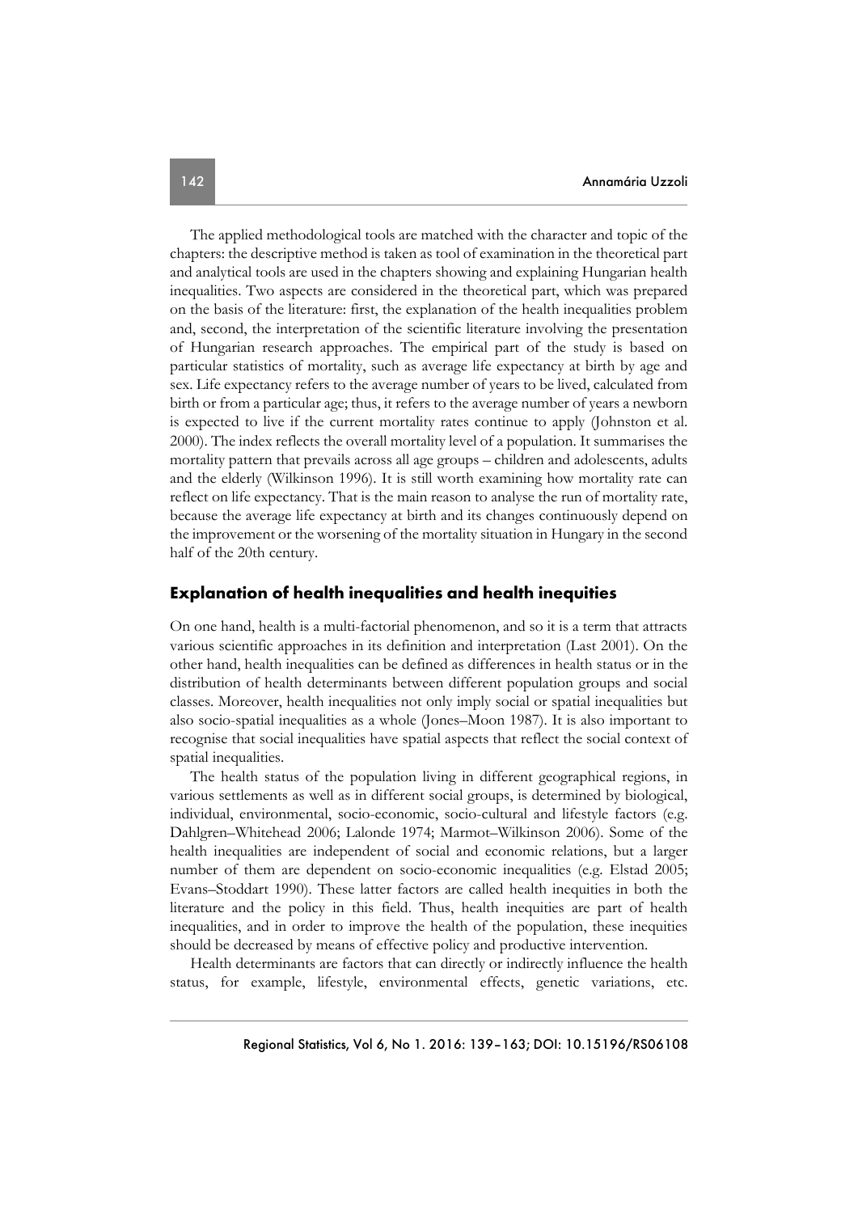The applied methodological tools are matched with the character and topic of the chapters: the descriptive method is taken as tool of examination in the theoretical part and analytical tools are used in the chapters showing and explaining Hungarian health inequalities. Two aspects are considered in the theoretical part, which was prepared on the basis of the literature: first, the explanation of the health inequalities problem and, second, the interpretation of the scientific literature involving the presentation of Hungarian research approaches. The empirical part of the study is based on particular statistics of mortality, such as average life expectancy at birth by age and sex. Life expectancy refers to the average number of years to be lived, calculated from birth or from a particular age; thus, it refers to the average number of years a newborn is expected to live if the current mortality rates continue to apply (Johnston et al. 2000). The index reflects the overall mortality level of a population. It summarises the mortality pattern that prevails across all age groups – children and adolescents, adults and the elderly (Wilkinson 1996). It is still worth examining how mortality rate can reflect on life expectancy. That is the main reason to analyse the run of mortality rate, because the average life expectancy at birth and its changes continuously depend on the improvement or the worsening of the mortality situation in Hungary in the second half of the 20th century.

## Explanation of health inequalities and health inequities

On one hand, health is a multi-factorial phenomenon, and so it is a term that attracts various scientific approaches in its definition and interpretation (Last 2001). On the other hand, health inequalities can be defined as differences in health status or in the distribution of health determinants between different population groups and social classes. Moreover, health inequalities not only imply social or spatial inequalities but also socio-spatial inequalities as a whole (Jones–Moon 1987). It is also important to recognise that social inequalities have spatial aspects that reflect the social context of spatial inequalities.

The health status of the population living in different geographical regions, in various settlements as well as in different social groups, is determined by biological, individual, environmental, socio-economic, socio-cultural and lifestyle factors (e.g. Dahlgren–Whitehead 2006; Lalonde 1974; Marmot–Wilkinson 2006). Some of the health inequalities are independent of social and economic relations, but a larger number of them are dependent on socio-economic inequalities (e.g. Elstad 2005; Evans–Stoddart 1990). These latter factors are called health inequities in both the literature and the policy in this field. Thus, health inequities are part of health inequalities, and in order to improve the health of the population, these inequities should be decreased by means of effective policy and productive intervention.

Health determinants are factors that can directly or indirectly influence the health status, for example, lifestyle, environmental effects, genetic variations, etc.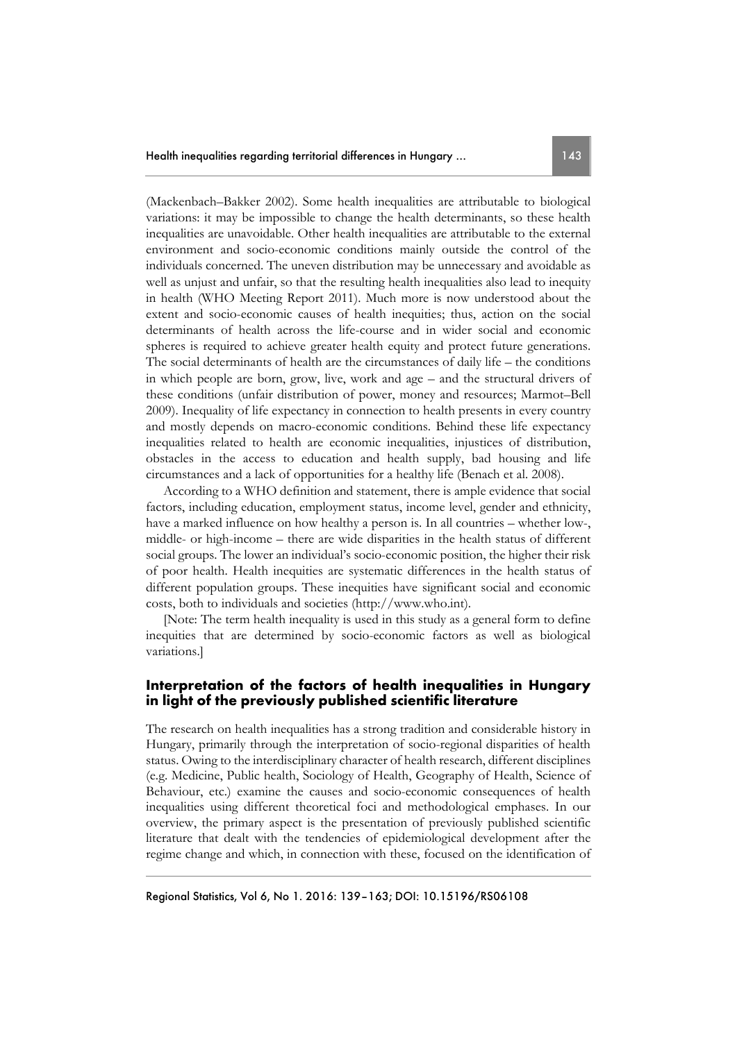(Mackenbach–Bakker 2002). Some health inequalities are attributable to biological variations: it may be impossible to change the health determinants, so these health inequalities are unavoidable. Other health inequalities are attributable to the external environment and socio-economic conditions mainly outside the control of the individuals concerned. The uneven distribution may be unnecessary and avoidable as well as unjust and unfair, so that the resulting health inequalities also lead to inequity in health (WHO Meeting Report 2011). Much more is now understood about the extent and socio-economic causes of health inequities; thus, action on the social determinants of health across the life-course and in wider social and economic spheres is required to achieve greater health equity and protect future generations. The social determinants of health are the circumstances of daily life – the conditions in which people are born, grow, live, work and age – and the structural drivers of these conditions (unfair distribution of power, money and resources; Marmot–Bell 2009). Inequality of life expectancy in connection to health presents in every country and mostly depends on macro-economic conditions. Behind these life expectancy inequalities related to health are economic inequalities, injustices of distribution, obstacles in the access to education and health supply, bad housing and life circumstances and a lack of opportunities for a healthy life (Benach et al. 2008).

According to a WHO definition and statement, there is ample evidence that social factors, including education, employment status, income level, gender and ethnicity, have a marked influence on how healthy a person is. In all countries – whether low-, middle- or high-income – there are wide disparities in the health status of different social groups. The lower an individual's socio-economic position, the higher their risk of poor health. Health inequities are systematic differences in the health status of different population groups. These inequities have significant social and economic costs, both to individuals and societies (http://www.who.int).

[Note: The term health inequality is used in this study as a general form to define inequities that are determined by socio-economic factors as well as biological variations.]

## Interpretation of the factors of health inequalities in Hungary in light of the previously published scientific literature

The research on health inequalities has a strong tradition and considerable history in Hungary, primarily through the interpretation of socio-regional disparities of health status. Owing to the interdisciplinary character of health research, different disciplines (e.g. Medicine, Public health, Sociology of Health, Geography of Health, Science of Behaviour, etc.) examine the causes and socio-economic consequences of health inequalities using different theoretical foci and methodological emphases. In our overview, the primary aspect is the presentation of previously published scientific literature that dealt with the tendencies of epidemiological development after the regime change and which, in connection with these, focused on the identification of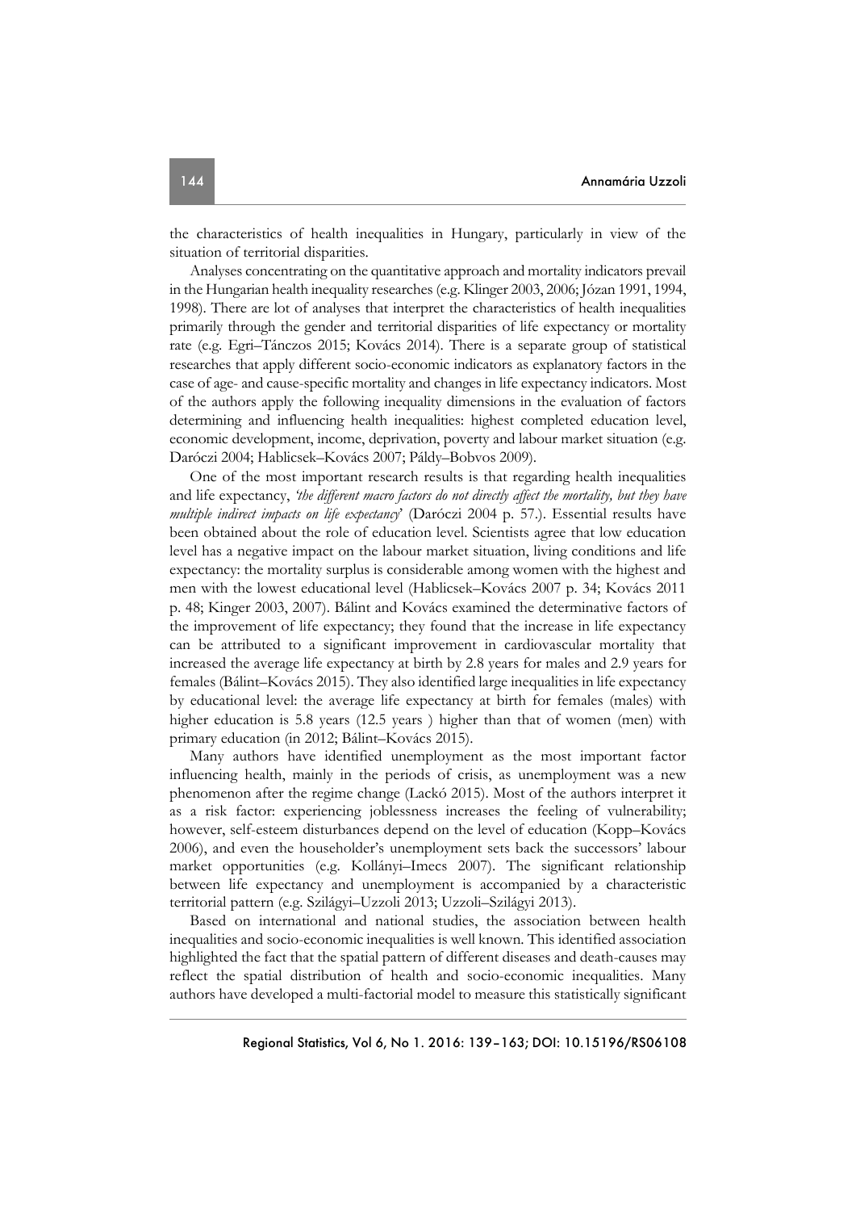the characteristics of health inequalities in Hungary, particularly in view of the situation of territorial disparities.

Analyses concentrating on the quantitative approach and mortality indicators prevail in the Hungarian health inequality researches (e.g. Klinger 2003, 2006; Józan 1991, 1994, 1998). There are lot of analyses that interpret the characteristics of health inequalities primarily through the gender and territorial disparities of life expectancy or mortality rate (e.g. Egri–Tánczos 2015; Kovács 2014). There is a separate group of statistical researches that apply different socio-economic indicators as explanatory factors in the case of age- and cause-specific mortality and changes in life expectancy indicators. Most of the authors apply the following inequality dimensions in the evaluation of factors determining and influencing health inequalities: highest completed education level, economic development, income, deprivation, poverty and labour market situation (e.g. Daróczi 2004; Hablicsek–Kovács 2007; Páldy–Bobvos 2009).

One of the most important research results is that regarding health inequalities and life expectancy, *'the different macro factors do not directly affect the mortality, but they have multiple indirect impacts on life expectancy'* (Daróczi 2004 p. 57.). Essential results have been obtained about the role of education level. Scientists agree that low education level has a negative impact on the labour market situation, living conditions and life expectancy: the mortality surplus is considerable among women with the highest and men with the lowest educational level (Hablicsek–Kovács 2007 p. 34; Kovács 2011 p. 48; Kinger 2003, 2007). Bálint and Kovács examined the determinative factors of the improvement of life expectancy; they found that the increase in life expectancy can be attributed to a significant improvement in cardiovascular mortality that increased the average life expectancy at birth by 2.8 years for males and 2.9 years for females (Bálint–Kovács 2015). They also identified large inequalities in life expectancy by educational level: the average life expectancy at birth for females (males) with higher education is 5.8 years (12.5 years ) higher than that of women (men) with primary education (in 2012; Bálint–Kovács 2015).

Many authors have identified unemployment as the most important factor influencing health, mainly in the periods of crisis, as unemployment was a new phenomenon after the regime change (Lackó 2015). Most of the authors interpret it as a risk factor: experiencing joblessness increases the feeling of vulnerability; however, self-esteem disturbances depend on the level of education (Kopp–Kovács 2006), and even the householder's unemployment sets back the successors' labour market opportunities (e.g. Kollányi–Imecs 2007). The significant relationship between life expectancy and unemployment is accompanied by a characteristic territorial pattern (e.g. Szilágyi–Uzzoli 2013; Uzzoli–Szilágyi 2013).

Based on international and national studies, the association between health inequalities and socio-economic inequalities is well known. This identified association highlighted the fact that the spatial pattern of different diseases and death-causes may reflect the spatial distribution of health and socio-economic inequalities. Many authors have developed a multi-factorial model to measure this statistically significant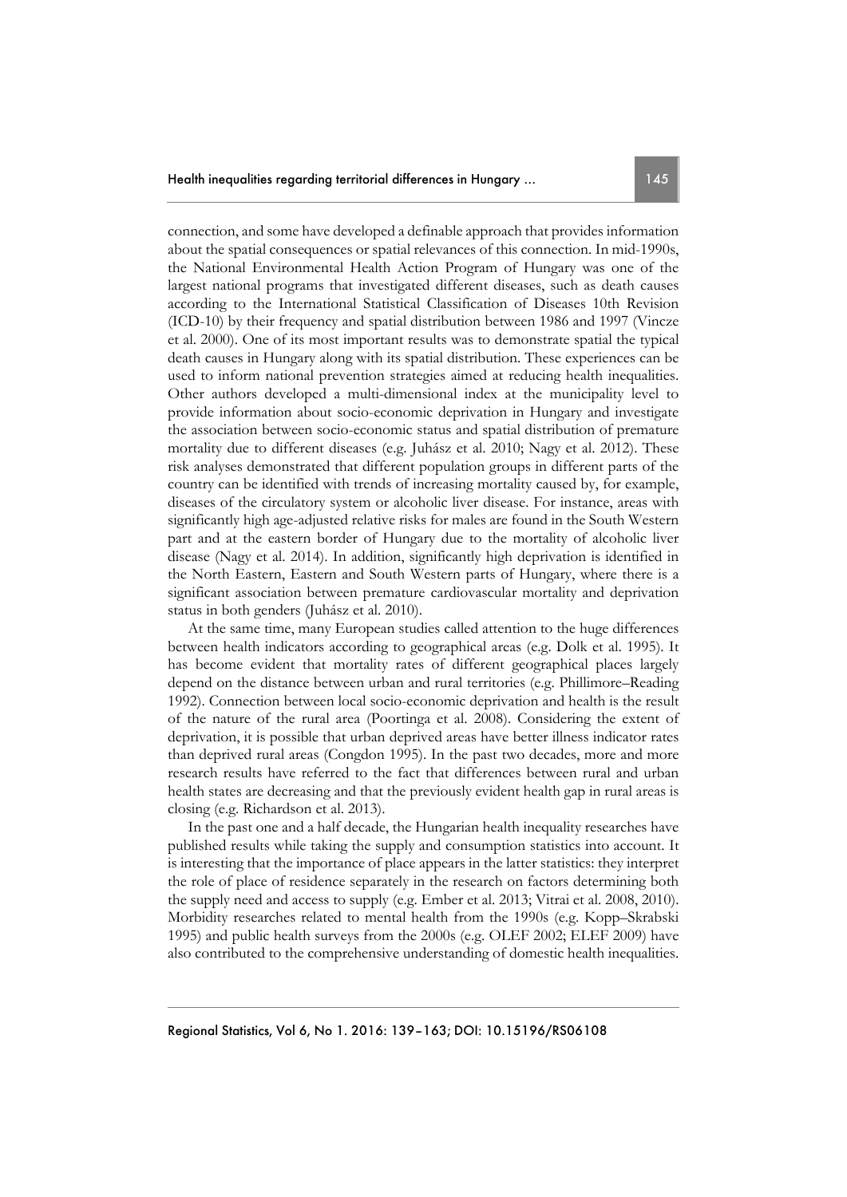connection, and some have developed a definable approach that provides information about the spatial consequences or spatial relevances of this connection. In mid-1990s, the National Environmental Health Action Program of Hungary was one of the largest national programs that investigated different diseases, such as death causes according to the International Statistical Classification of Diseases 10th Revision (ICD-10) by their frequency and spatial distribution between 1986 and 1997 (Vincze et al. 2000). One of its most important results was to demonstrate spatial the typical death causes in Hungary along with its spatial distribution. These experiences can be used to inform national prevention strategies aimed at reducing health inequalities. Other authors developed a multi-dimensional index at the municipality level to provide information about socio-economic deprivation in Hungary and investigate the association between socio-economic status and spatial distribution of premature mortality due to different diseases (e.g. Juhász et al. 2010; Nagy et al. 2012). These risk analyses demonstrated that different population groups in different parts of the country can be identified with trends of increasing mortality caused by, for example, diseases of the circulatory system or alcoholic liver disease. For instance, areas with significantly high age-adjusted relative risks for males are found in the South Western part and at the eastern border of Hungary due to the mortality of alcoholic liver disease (Nagy et al. 2014). In addition, significantly high deprivation is identified in the North Eastern, Eastern and South Western parts of Hungary, where there is a significant association between premature cardiovascular mortality and deprivation status in both genders (Juhász et al. 2010).

At the same time, many European studies called attention to the huge differences between health indicators according to geographical areas (e.g. Dolk et al. 1995). It has become evident that mortality rates of different geographical places largely depend on the distance between urban and rural territories (e.g. Phillimore–Reading 1992). Connection between local socio-economic deprivation and health is the result of the nature of the rural area (Poortinga et al. 2008). Considering the extent of deprivation, it is possible that urban deprived areas have better illness indicator rates than deprived rural areas (Congdon 1995). In the past two decades, more and more research results have referred to the fact that differences between rural and urban health states are decreasing and that the previously evident health gap in rural areas is closing (e.g. Richardson et al. 2013).

In the past one and a half decade, the Hungarian health inequality researches have published results while taking the supply and consumption statistics into account. It is interesting that the importance of place appears in the latter statistics: they interpret the role of place of residence separately in the research on factors determining both the supply need and access to supply (e.g. Ember et al. 2013; Vitrai et al. 2008, 2010). Morbidity researches related to mental health from the 1990s (e.g. Kopp–Skrabski 1995) and public health surveys from the 2000s (e.g. OLEF 2002; ELEF 2009) have also contributed to the comprehensive understanding of domestic health inequalities.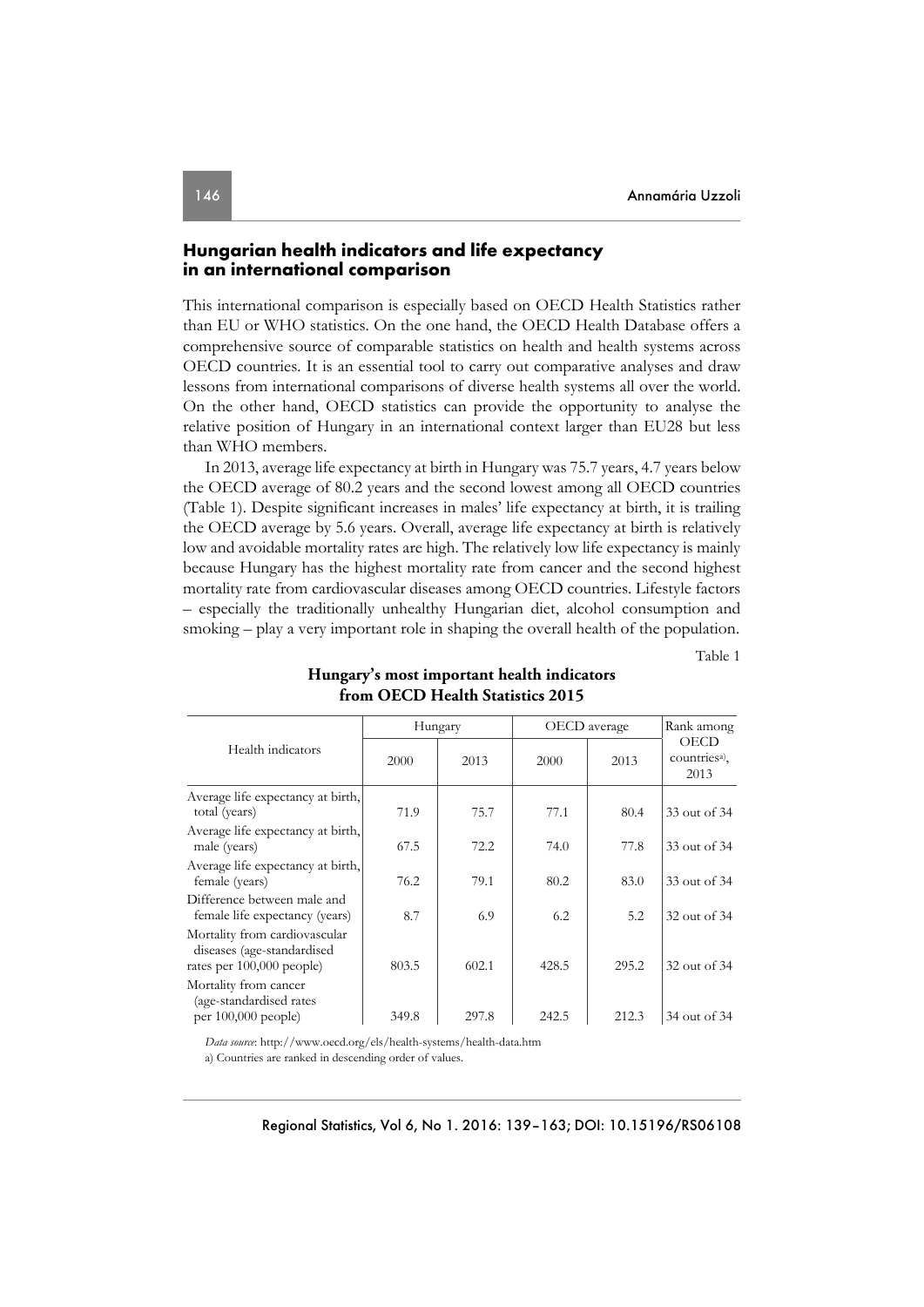## Hungarian health indicators and life expectancy in an international comparison

This international comparison is especially based on OECD Health Statistics rather than EU or WHO statistics. On the one hand, the OECD Health Database offers a comprehensive source of comparable statistics on health and health systems across OECD countries. It is an essential tool to carry out comparative analyses and draw lessons from international comparisons of diverse health systems all over the world. On the other hand, OECD statistics can provide the opportunity to analyse the relative position of Hungary in an international context larger than EU28 but less than WHO members.

In 2013, average life expectancy at birth in Hungary was 75.7 years, 4.7 years below the OECD average of 80.2 years and the second lowest among all OECD countries (Table 1). Despite significant increases in males' life expectancy at birth, it is trailing the OECD average by 5.6 years. Overall, average life expectancy at birth is relatively low and avoidable mortality rates are high. The relatively low life expectancy is mainly because Hungary has the highest mortality rate from cancer and the second highest mortality rate from cardiovascular diseases among OECD countries. Lifestyle factors – especially the traditionally unhealthy Hungarian diet, alcohol consumption and smoking – play a very important role in shaping the overall health of the population.

Table 1

**Hungary's most important health indicators from OECD Health Statistics 2015**

| Health indicators | Hungary | | OECD average | | Rank among OECD countries[a)], 2013 |
|---|---|---|---|---|---|
| | 2000 | 2013 | 2000 | 2013 | |
| Average life expectancy at birth, total (years) | 71.9 | 75.7 | 77.1 | 80.4 | 33 out of 34 |
| Average life expectancy at birth, male (years) | 67.5 | 72.2 | 74.0 | 77.8 | 33 out of 34 |
| Average life expectancy at birth, female (years) | 76.2 | 79.1 | 80.2 | 83.0 | 33 out of 34 |
| Difference between male and female life expectancy (years) | 8.7 | 6.9 | 6.2 | 5.2 | 32 out of 34 |
| Mortality from cardiovascular diseases (age-standardised rates per 100,000 people) | 803.5 | 602.1 | 428.5 | 295.2 | 32 out of 34 |
| Mortality from cancer (age-standardised rates per 100,000 people) | 349.8 | 297.8 | 242.5 | 212.3 | 34 out of 34 |

*Data source*: http://www.oecd.org/els/health-systems/health-data.htm

a) Countries are ranked in descending order of values.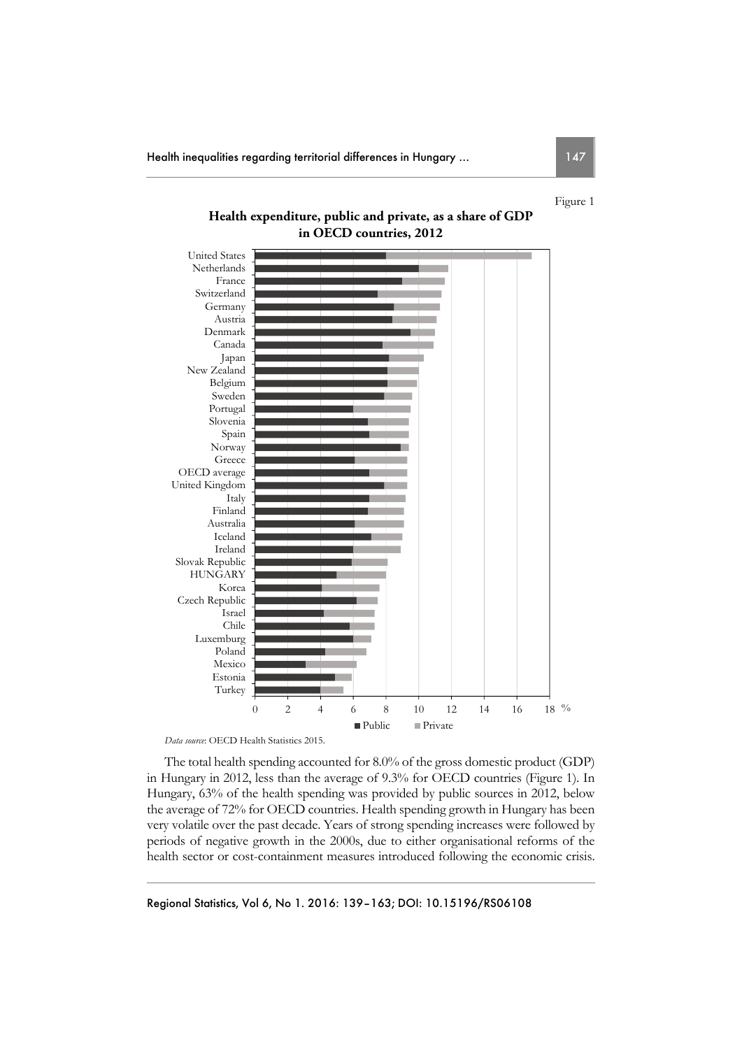Figure 1

**Health expenditure, public and private, as a share of GDP in OECD countries, 2012**

*Data source*: OECD Health Statistics 2015.

The total health spending accounted for 8.0% of the gross domestic product (GDP) in Hungary in 2012, less than the average of 9.3% for OECD countries (Figure 1). In Hungary, 63% of the health spending was provided by public sources in 2012, below the average of 72% for OECD countries. Health spending growth in Hungary has been very volatile over the past decade. Years of strong spending increases were followed by periods of negative growth in the 2000s, due to either organisational reforms of the health sector or cost-containment measures introduced following the economic crisis.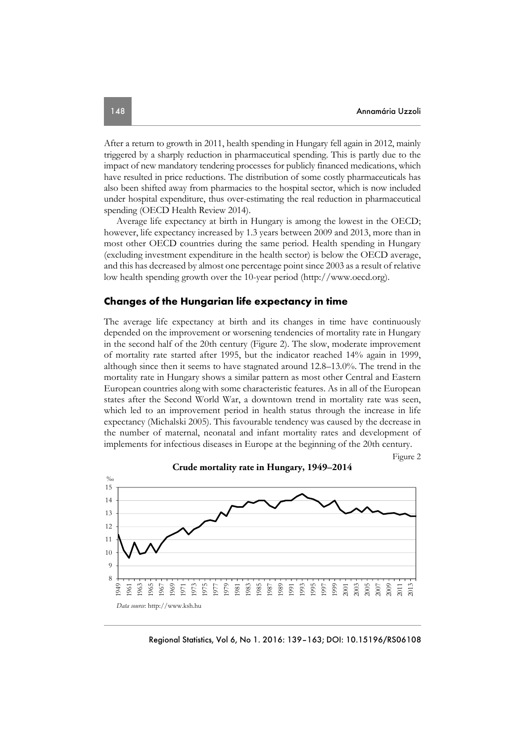After a return to growth in 2011, health spending in Hungary fell again in 2012, mainly triggered by a sharply reduction in pharmaceutical spending. This is partly due to the impact of new mandatory tendering processes for publicly financed medications, which have resulted in price reductions. The distribution of some costly pharmaceuticals has also been shifted away from pharmacies to the hospital sector, which is now included under hospital expenditure, thus over-estimating the real reduction in pharmaceutical spending (OECD Health Review 2014).

Average life expectancy at birth in Hungary is among the lowest in the OECD; however, life expectancy increased by 1.3 years between 2009 and 2013, more than in most other OECD countries during the same period. Health spending in Hungary (excluding investment expenditure in the health sector) is below the OECD average, and this has decreased by almost one percentage point since 2003 as a result of relative low health spending growth over the 10-year period (http://www.oecd.org).

## Changes of the Hungarian life expectancy in time

The average life expectancy at birth and its changes in time have continuously depended on the improvement or worsening tendencies of mortality rate in Hungary in the second half of the 20th century (Figure 2). The slow, moderate improvement of mortality rate started after 1995, but the indicator reached 14% again in 1999, although since then it seems to have stagnated around 12.8–13.0%. The trend in the mortality rate in Hungary shows a similar pattern as most other Central and Eastern European countries along with some characteristic features. As in all of the European states after the Second World War, a downtown trend in mortality rate was seen, which led to an improvement period in health status through the increase in life expectancy (Michalski 2005). This favourable tendency was caused by the decrease in the number of maternal, neonatal and infant mortality rates and development of implements for infectious diseases in Europe at the beginning of the 20th century.

Figure 2

**Crude mortality rate in Hungary, 1949–2014**

*Data source*: http://www.ksh.hu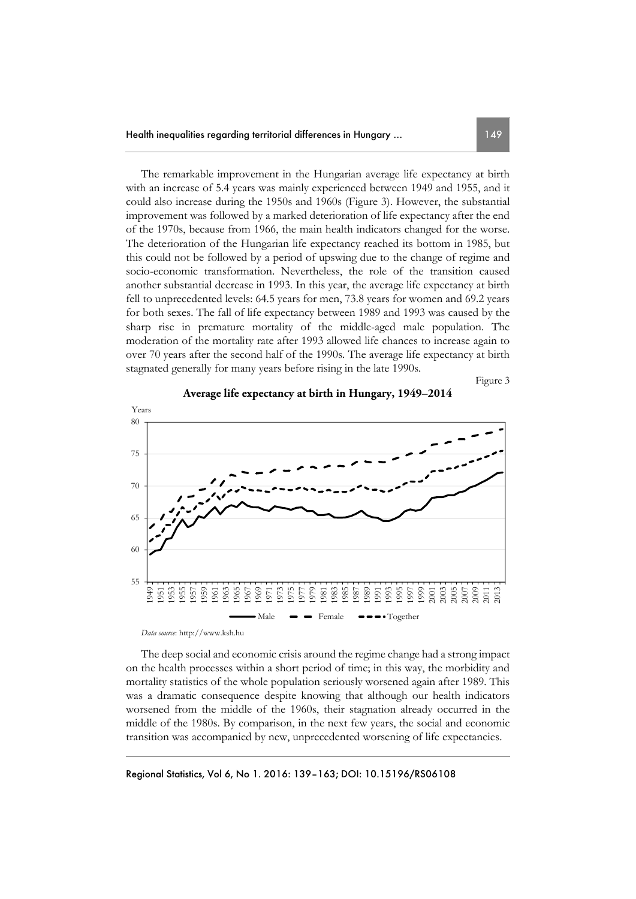The remarkable improvement in the Hungarian average life expectancy at birth with an increase of 5.4 years was mainly experienced between 1949 and 1955, and it could also increase during the 1950s and 1960s (Figure 3). However, the substantial improvement was followed by a marked deterioration of life expectancy after the end of the 1970s, because from 1966, the main health indicators changed for the worse. The deterioration of the Hungarian life expectancy reached its bottom in 1985, but this could not be followed by a period of upswing due to the change of regime and socio-economic transformation. Nevertheless, the role of the transition caused another substantial decrease in 1993. In this year, the average life expectancy at birth fell to unprecedented levels: 64.5 years for men, 73.8 years for women and 69.2 years for both sexes. The fall of life expectancy between 1989 and 1993 was caused by the sharp rise in premature mortality of the middle-aged male population. The moderation of the mortality rate after 1993 allowed life chances to increase again to over 70 years after the second half of the 1990s. The average life expectancy at birth stagnated generally for many years before rising in the late 1990s.

Figure 3

**Average life expectancy at birth in Hungary, 1949–2014**

*Data source*: http://www.ksh.hu

The deep social and economic crisis around the regime change had a strong impact on the health processes within a short period of time; in this way, the morbidity and mortality statistics of the whole population seriously worsened again after 1989. This was a dramatic consequence despite knowing that although our health indicators worsened from the middle of the 1960s, their stagnation already occurred in the middle of the 1980s. By comparison, in the next few years, the social and economic transition was accompanied by new, unprecedented worsening of life expectancies.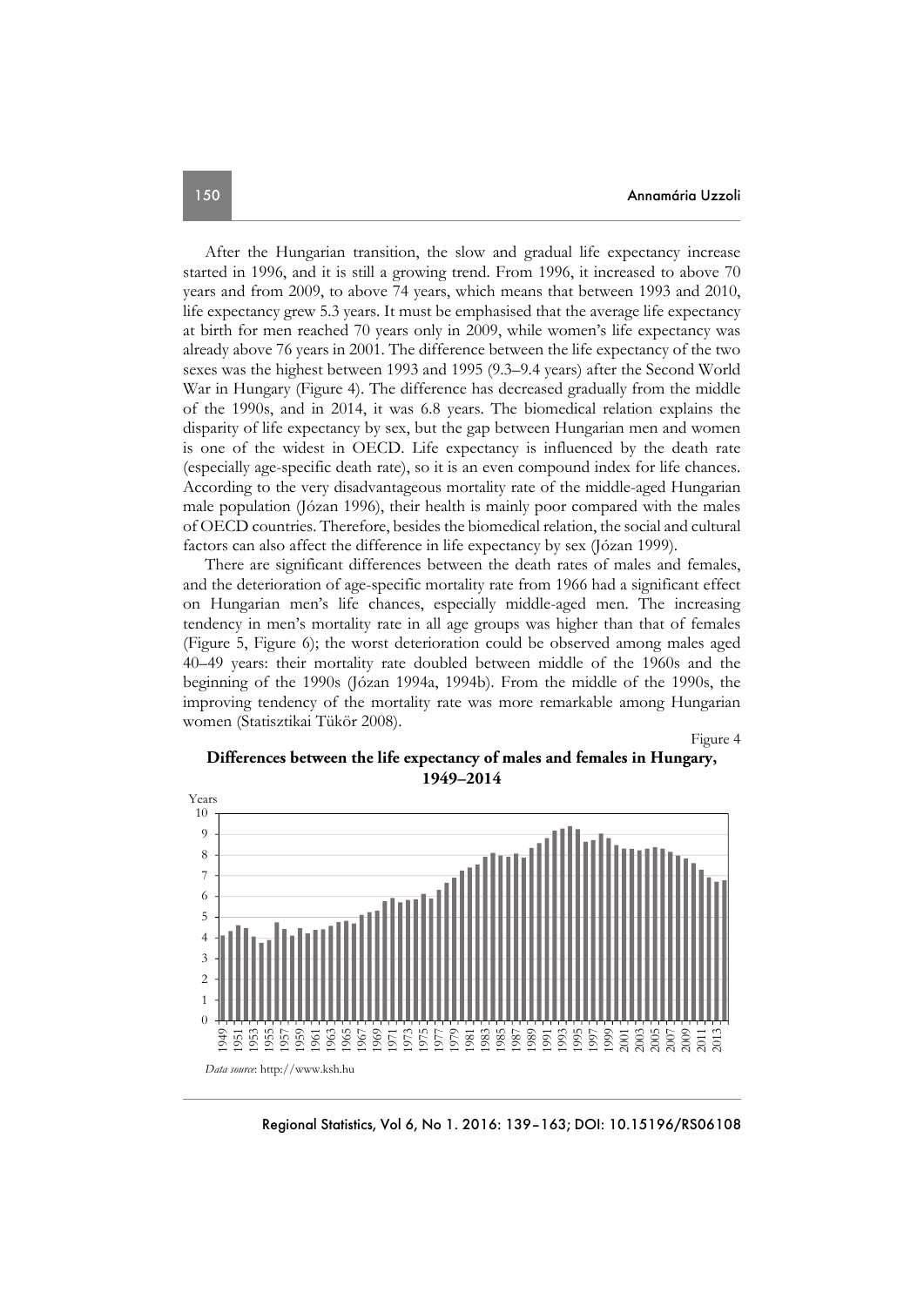After the Hungarian transition, the slow and gradual life expectancy increase started in 1996, and it is still a growing trend. From 1996, it increased to above 70 years and from 2009, to above 74 years, which means that between 1993 and 2010, life expectancy grew 5.3 years. It must be emphasised that the average life expectancy at birth for men reached 70 years only in 2009, while women's life expectancy was already above 76 years in 2001. The difference between the life expectancy of the two sexes was the highest between 1993 and 1995 (9.3–9.4 years) after the Second World War in Hungary (Figure 4). The difference has decreased gradually from the middle of the 1990s, and in 2014, it was 6.8 years. The biomedical relation explains the disparity of life expectancy by sex, but the gap between Hungarian men and women is one of the widest in OECD. Life expectancy is influenced by the death rate (especially age-specific death rate), so it is an even compound index for life chances. According to the very disadvantageous mortality rate of the middle-aged Hungarian male population (Józan 1996), their health is mainly poor compared with the males of OECD countries. Therefore, besides the biomedical relation, the social and cultural factors can also affect the difference in life expectancy by sex (Józan 1999).

There are significant differences between the death rates of males and females, and the deterioration of age-specific mortality rate from 1966 had a significant effect on Hungarian men's life chances, especially middle-aged men. The increasing tendency in men's mortality rate in all age groups was higher than that of females (Figure 5, Figure 6); the worst deterioration could be observed among males aged 40–49 years: their mortality rate doubled between middle of the 1960s and the beginning of the 1990s (Józan 1994a, 1994b). From the middle of the 1990s, the improving tendency of the mortality rate was more remarkable among Hungarian women (Statisztikai Tükör 2008).

Figure 4

**Differences between the life expectancy of males and females in Hungary, 1949–2014**

*Data source*: http://www.ksh.hu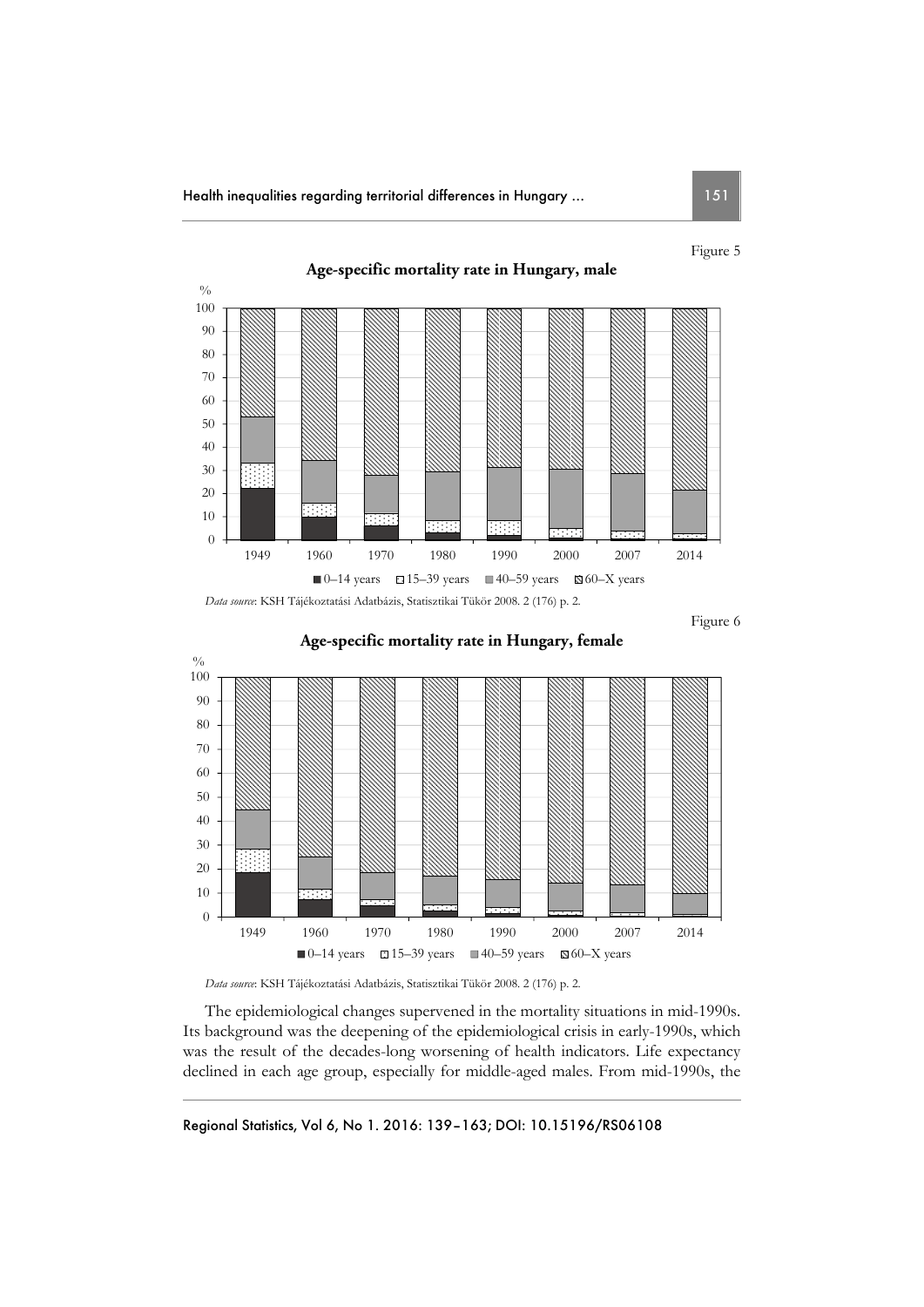Figure 5

**Age-specific mortality rate in Hungary, male**

*Data source*: KSH Tájékoztatási Adatbázis, Statisztikai Tükör 2008. 2 (176) p. 2.

Figure 6

**Age-specific mortality rate in Hungary, female**

*Data source*: KSH Tájékoztatási Adatbázis, Statisztikai Tükör 2008. 2 (176) p. 2.

The epidemiological changes supervened in the mortality situations in mid-1990s. Its background was the deepening of the epidemiological crisis in early-1990s, which was the result of the decades-long worsening of health indicators. Life expectancy declined in each age group, especially for middle-aged males. From mid-1990s, the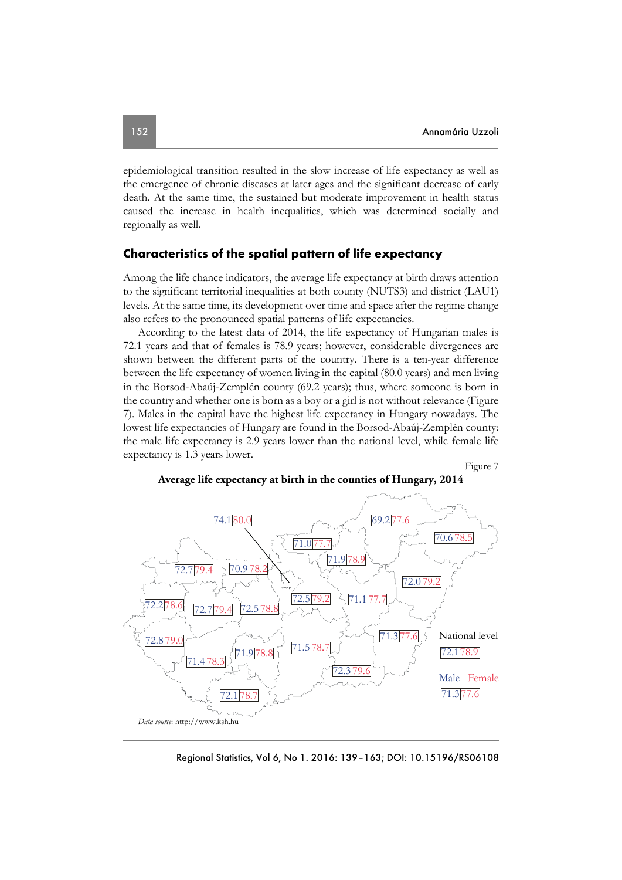epidemiological transition resulted in the slow increase of life expectancy as well as the emergence of chronic diseases at later ages and the significant decrease of early death. At the same time, the sustained but moderate improvement in health status caused the increase in health inequalities, which was determined socially and regionally as well.

## Characteristics of the spatial pattern of life expectancy

Among the life chance indicators, the average life expectancy at birth draws attention to the significant territorial inequalities at both county (NUTS3) and district (LAU1) levels. At the same time, its development over time and space after the regime change also refers to the pronounced spatial patterns of life expectancies.

According to the latest data of 2014, the life expectancy of Hungarian males is 72.1 years and that of females is 78.9 years; however, considerable divergences are shown between the different parts of the country. There is a ten-year difference between the life expectancy of women living in the capital (80.0 years) and men living in the Borsod-Abaúj-Zemplén county (69.2 years); thus, where someone is born in the country and whether one is born as a boy or a girl is not without relevance (Figure 7). Males in the capital have the highest life expectancy in Hungary nowadays. The lowest life expectancies of Hungary are found in the Borsod-Abaúj-Zemplén county: the male life expectancy is 2.9 years lower than the national level, while female life expectancy is 1.3 years lower.

Figure 7

**Average life expectancy at birth in the counties of Hungary, 2014**

74.1 80.0 | 69.2 77.6 | 71.0 77.7 | 70.6 78.5 | 71.9 78.9 | 72.7 79.4 | 70.9 78.2 | 72.0 79.2 | 72.2 78.6 | 72.7 79.4 | 72.5 78.8 | 72.5 79.2 | 71.1 77.7 | 72.8 79.0 | 71.3 77.6 | 71.9 78.8 | 71.5 78.7 | 71.4 78.3 | 72.3 79.6 | 72.1 78.7

National level
72.1 78.9

Male Female
71.3 77.6

*Data source*: http://www.ksh.hu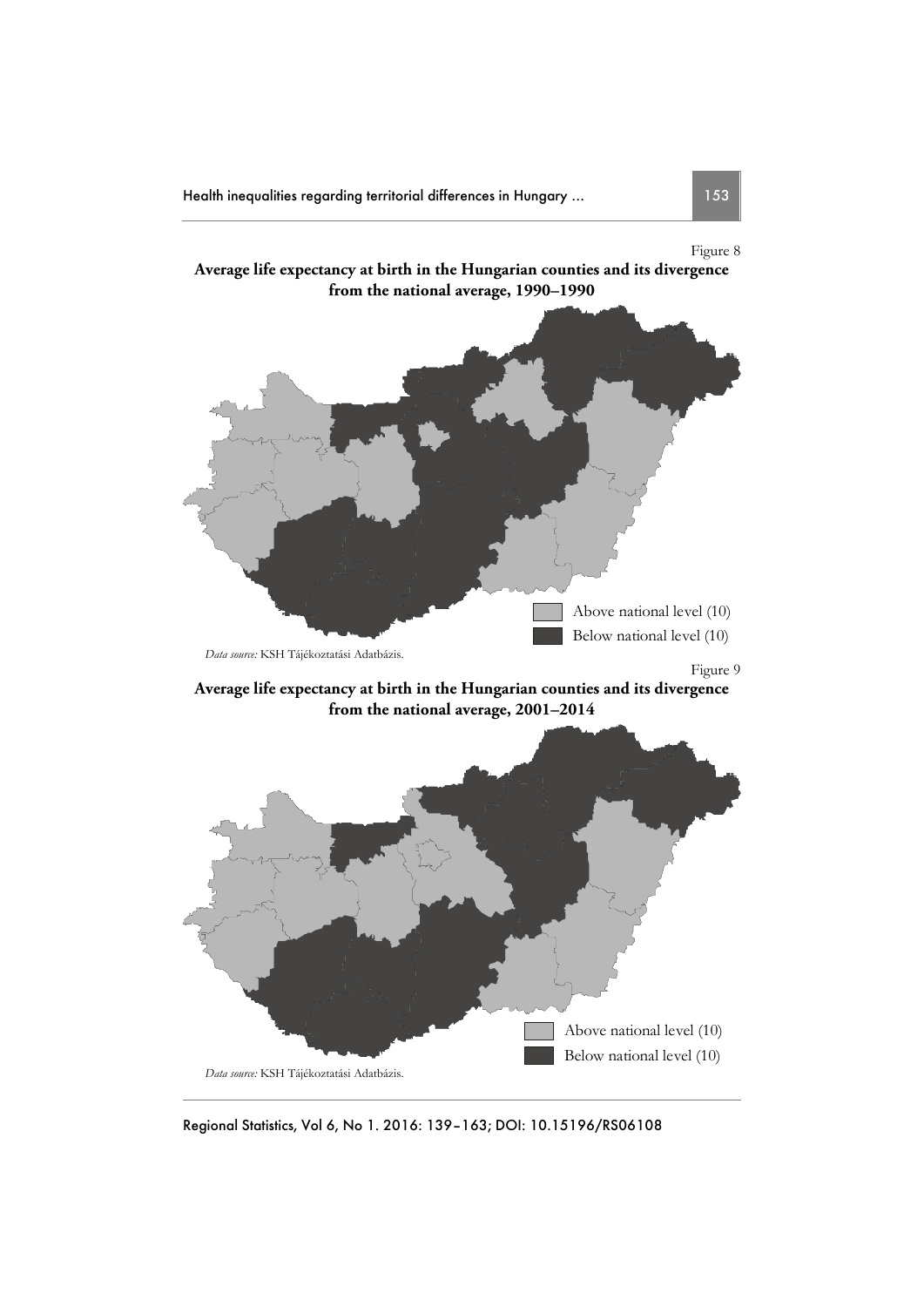Figure 8

**Average life expectancy at birth in the Hungarian counties and its divergence from the national average, 1990–1990**

Above national level (10)
Below national level (10)

*Data source:* KSH Tájékoztatási Adatbázis.

Figure 9

**Average life expectancy at birth in the Hungarian counties and its divergence from the national average, 2001–2014**

Above national level (10)
Below national level (10)

*Data source:* KSH Tájékoztatási Adatbázis.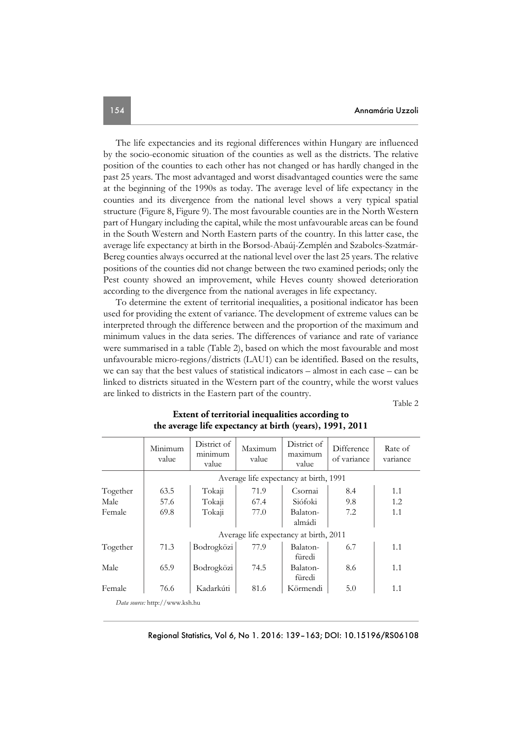The life expectancies and its regional differences within Hungary are influenced by the socio-economic situation of the counties as well as the districts. The relative position of the counties to each other has not changed or has hardly changed in the past 25 years. The most advantaged and worst disadvantaged counties were the same at the beginning of the 1990s as today. The average level of life expectancy in the counties and its divergence from the national level shows a very typical spatial structure (Figure 8, Figure 9). The most favourable counties are in the North Western part of Hungary including the capital, while the most unfavourable areas can be found in the South Western and North Eastern parts of the country. In this latter case, the average life expectancy at birth in the Borsod-Abaúj-Zemplén and Szabolcs-Szatmár-Bereg counties always occurred at the national level over the last 25 years. The relative positions of the counties did not change between the two examined periods; only the Pest county showed an improvement, while Heves county showed deterioration according to the divergence from the national averages in life expectancy.

To determine the extent of territorial inequalities, a positional indicator has been used for providing the extent of variance. The development of extreme values can be interpreted through the difference between and the proportion of the maximum and minimum values in the data series. The differences of variance and rate of variance were summarised in a table (Table 2), based on which the most favourable and most unfavourable micro-regions/districts (LAU1) can be identified. Based on the results, we can say that the best values of statistical indicators – almost in each case – can be linked to districts situated in the Western part of the country, while the worst values are linked to districts in the Eastern part of the country.

Table 2

**Extent of territorial inequalities according to the average life expectancy at birth (years), 1991, 2011**

| | Minimum value | District of minimum value | Maximum value | District of maximum value | Difference of variance | Rate of variance |
|---|---|---|---|---|---|---|
| | Average life expectancy at birth, 1991 | | | | | |
| Together | 63.5 | Tokaji | 71.9 | Csornai | 8.4 | 1.1 |
| Male | 57.6 | Tokaji | 67.4 | Siófoki | 9.8 | 1.2 |
| Female | 69.8 | Tokaji | 77.0 | Balaton-almádi | 7.2 | 1.1 |
| | Average life expectancy at birth, 2011 | | | | | |
| Together | 71.3 | Bodrogközi | 77.9 | Balaton-füredi | 6.7 | 1.1 |
| Male | 65.9 | Bodrogközi | 74.5 | Balaton-füredi | 8.6 | 1.1 |
| Female | 76.6 | Kadarkúti | 81.6 | Körmendi | 5.0 | 1.1 |

*Data source:* http://www.ksh.hu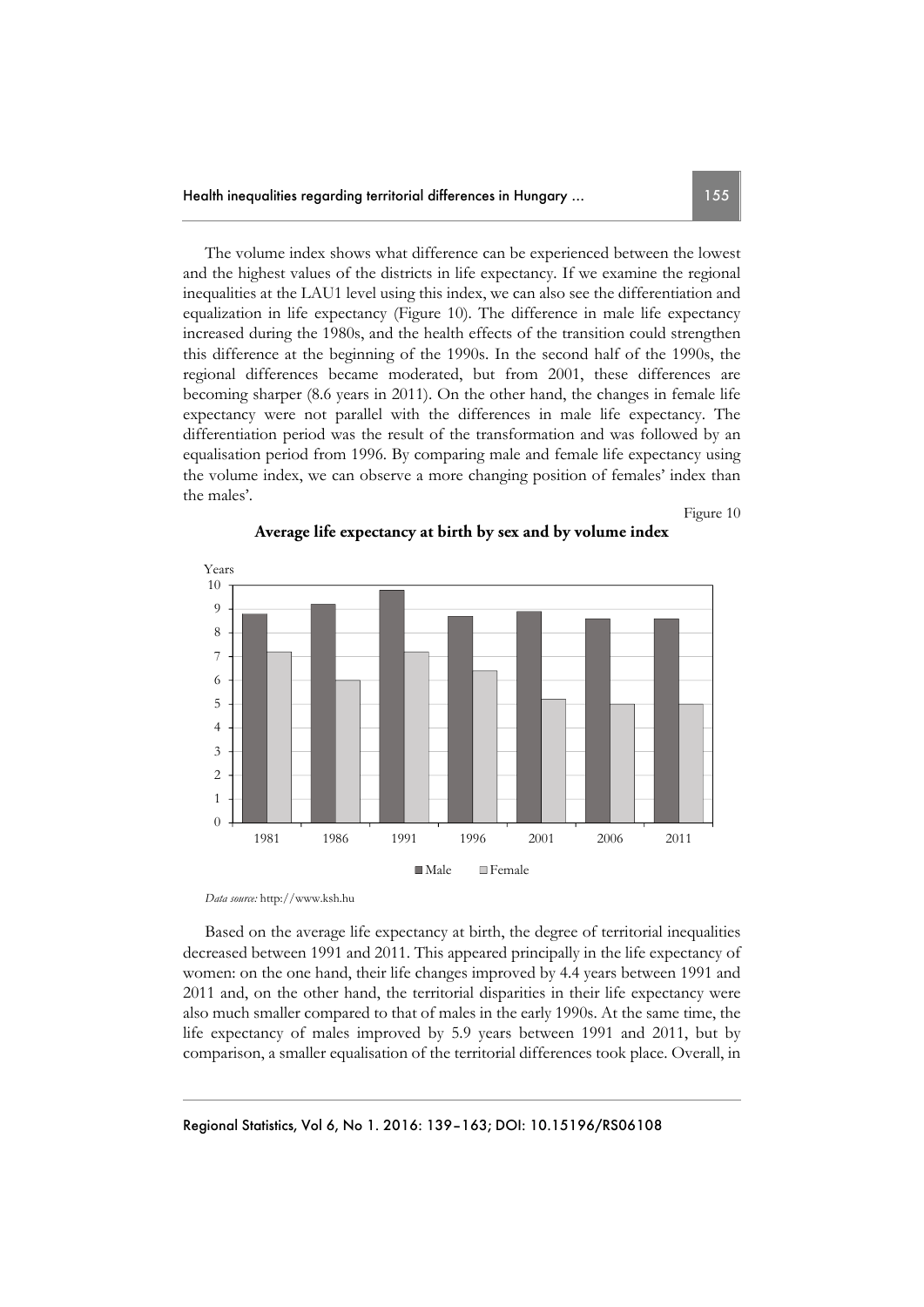The volume index shows what difference can be experienced between the lowest and the highest values of the districts in life expectancy. If we examine the regional inequalities at the LAU1 level using this index, we can also see the differentiation and equalization in life expectancy (Figure 10). The difference in male life expectancy increased during the 1980s, and the health effects of the transition could strengthen this difference at the beginning of the 1990s. In the second half of the 1990s, the regional differences became moderated, but from 2001, these differences are becoming sharper (8.6 years in 2011). On the other hand, the changes in female life expectancy were not parallel with the differences in male life expectancy. The differentiation period was the result of the transformation and was followed by an equalisation period from 1996. By comparing male and female life expectancy using the volume index, we can observe a more changing position of females' index than the males'.

Figure 10

**Average life expectancy at birth by sex and by volume index**

*Data source:* http://www.ksh.hu

Based on the average life expectancy at birth, the degree of territorial inequalities decreased between 1991 and 2011. This appeared principally in the life expectancy of women: on the one hand, their life changes improved by 4.4 years between 1991 and 2011 and, on the other hand, the territorial disparities in their life expectancy were also much smaller compared to that of males in the early 1990s. At the same time, the life expectancy of males improved by 5.9 years between 1991 and 2011, but by comparison, a smaller equalisation of the territorial differences took place. Overall, in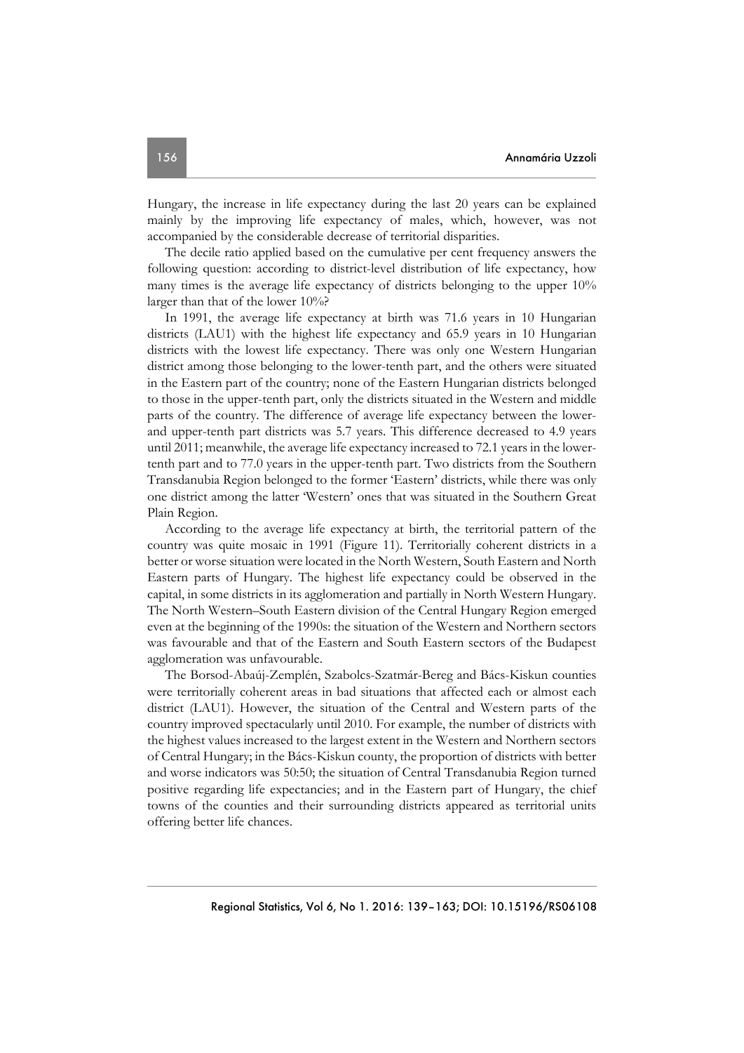Hungary, the increase in life expectancy during the last 20 years can be explained mainly by the improving life expectancy of males, which, however, was not accompanied by the considerable decrease of territorial disparities.

The decile ratio applied based on the cumulative per cent frequency answers the following question: according to district-level distribution of life expectancy, how many times is the average life expectancy of districts belonging to the upper 10% larger than that of the lower 10%?

In 1991, the average life expectancy at birth was 71.6 years in 10 Hungarian districts (LAU1) with the highest life expectancy and 65.9 years in 10 Hungarian districts with the lowest life expectancy. There was only one Western Hungarian district among those belonging to the lower-tenth part, and the others were situated in the Eastern part of the country; none of the Eastern Hungarian districts belonged to those in the upper-tenth part, only the districts situated in the Western and middle parts of the country. The difference of average life expectancy between the lower- and upper-tenth part districts was 5.7 years. This difference decreased to 4.9 years until 2011; meanwhile, the average life expectancy increased to 72.1 years in the lower-tenth part and to 77.0 years in the upper-tenth part. Two districts from the Southern Transdanubia Region belonged to the former 'Eastern' districts, while there was only one district among the latter 'Western' ones that was situated in the Southern Great Plain Region.

According to the average life expectancy at birth, the territorial pattern of the country was quite mosaic in 1991 (Figure 11). Territorially coherent districts in a better or worse situation were located in the North Western, South Eastern and North Eastern parts of Hungary. The highest life expectancy could be observed in the capital, in some districts in its agglomeration and partially in North Western Hungary. The North Western–South Eastern division of the Central Hungary Region emerged even at the beginning of the 1990s: the situation of the Western and Northern sectors was favourable and that of the Eastern and South Eastern sectors of the Budapest agglomeration was unfavourable.

The Borsod-Abaúj-Zemplén, Szabolcs-Szatmár-Bereg and Bács-Kiskun counties were territorially coherent areas in bad situations that affected each or almost each district (LAU1). However, the situation of the Central and Western parts of the country improved spectacularly until 2010. For example, the number of districts with the highest values increased to the largest extent in the Western and Northern sectors of Central Hungary; in the Bács-Kiskun county, the proportion of districts with better and worse indicators was 50:50; the situation of Central Transdanubia Region turned positive regarding life expectancies; and in the Eastern part of Hungary, the chief towns of the counties and their surrounding districts appeared as territorial units offering better life chances.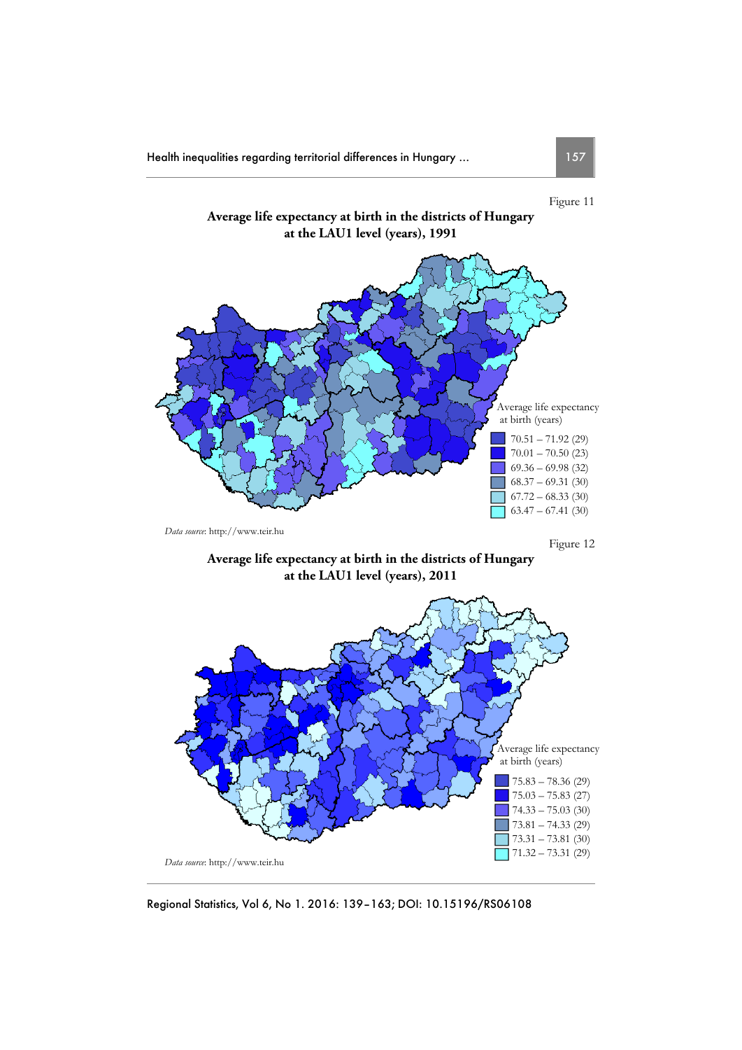Figure 11

**Average life expectancy at birth in the districts of Hungary at the LAU1 level (years), 1991**

Average life expectancy at birth (years)

- 70.51 – 71.92 (29)
- 70.01 – 70.50 (23)
- 69.36 – 69.98 (32)
- 68.37 – 69.31 (30)
- 67.72 – 68.33 (30)
- 63.47 – 67.41 (30)

*Data source*: http://www.teir.hu

Figure 12

**Average life expectancy at birth in the districts of Hungary at the LAU1 level (years), 2011**

Average life expectancy at birth (years)

- 75.83 – 78.36 (29)
- 75.03 – 75.83 (27)
- 74.33 – 75.03 (30)
- 73.81 – 74.33 (29)
- 73.31 – 73.81 (30)
- 71.32 – 73.31 (29)

*Data source*: http://www.teir.hu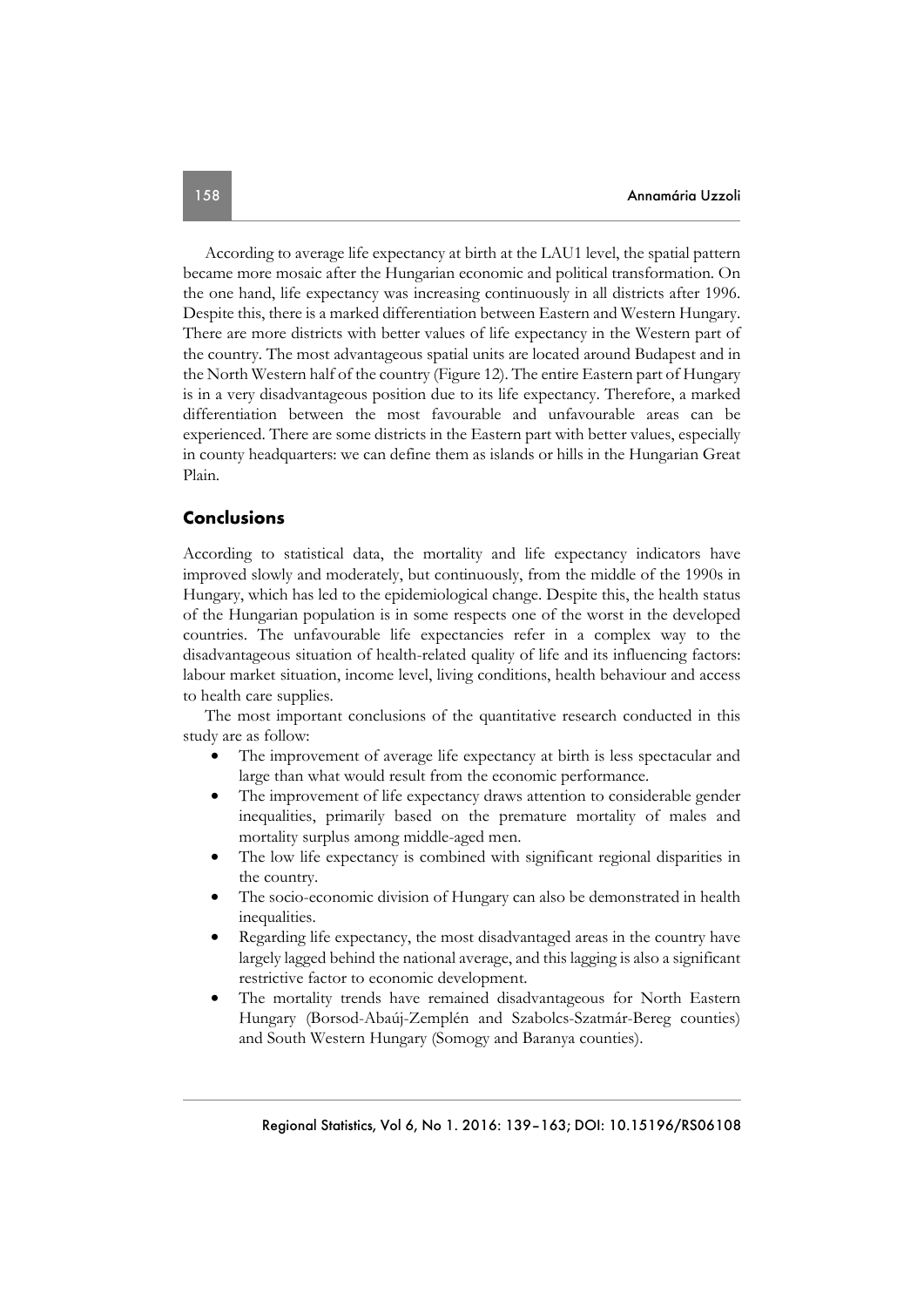According to average life expectancy at birth at the LAU1 level, the spatial pattern became more mosaic after the Hungarian economic and political transformation. On the one hand, life expectancy was increasing continuously in all districts after 1996. Despite this, there is a marked differentiation between Eastern and Western Hungary. There are more districts with better values of life expectancy in the Western part of the country. The most advantageous spatial units are located around Budapest and in the North Western half of the country (Figure 12). The entire Eastern part of Hungary is in a very disadvantageous position due to its life expectancy. Therefore, a marked differentiation between the most favourable and unfavourable areas can be experienced. There are some districts in the Eastern part with better values, especially in county headquarters: we can define them as islands or hills in the Hungarian Great Plain.

## Conclusions

According to statistical data, the mortality and life expectancy indicators have improved slowly and moderately, but continuously, from the middle of the 1990s in Hungary, which has led to the epidemiological change. Despite this, the health status of the Hungarian population is in some respects one of the worst in the developed countries. The unfavourable life expectancies refer in a complex way to the disadvantageous situation of health-related quality of life and its influencing factors: labour market situation, income level, living conditions, health behaviour and access to health care supplies.

The most important conclusions of the quantitative research conducted in this study are as follow:

- The improvement of average life expectancy at birth is less spectacular and large than what would result from the economic performance.
- The improvement of life expectancy draws attention to considerable gender inequalities, primarily based on the premature mortality of males and mortality surplus among middle-aged men.
- The low life expectancy is combined with significant regional disparities in the country.
- The socio-economic division of Hungary can also be demonstrated in health inequalities.
- Regarding life expectancy, the most disadvantaged areas in the country have largely lagged behind the national average, and this lagging is also a significant restrictive factor to economic development.
- The mortality trends have remained disadvantageous for North Eastern Hungary (Borsod-Abaúj-Zemplén and Szabolcs-Szatmár-Bereg counties) and South Western Hungary (Somogy and Baranya counties).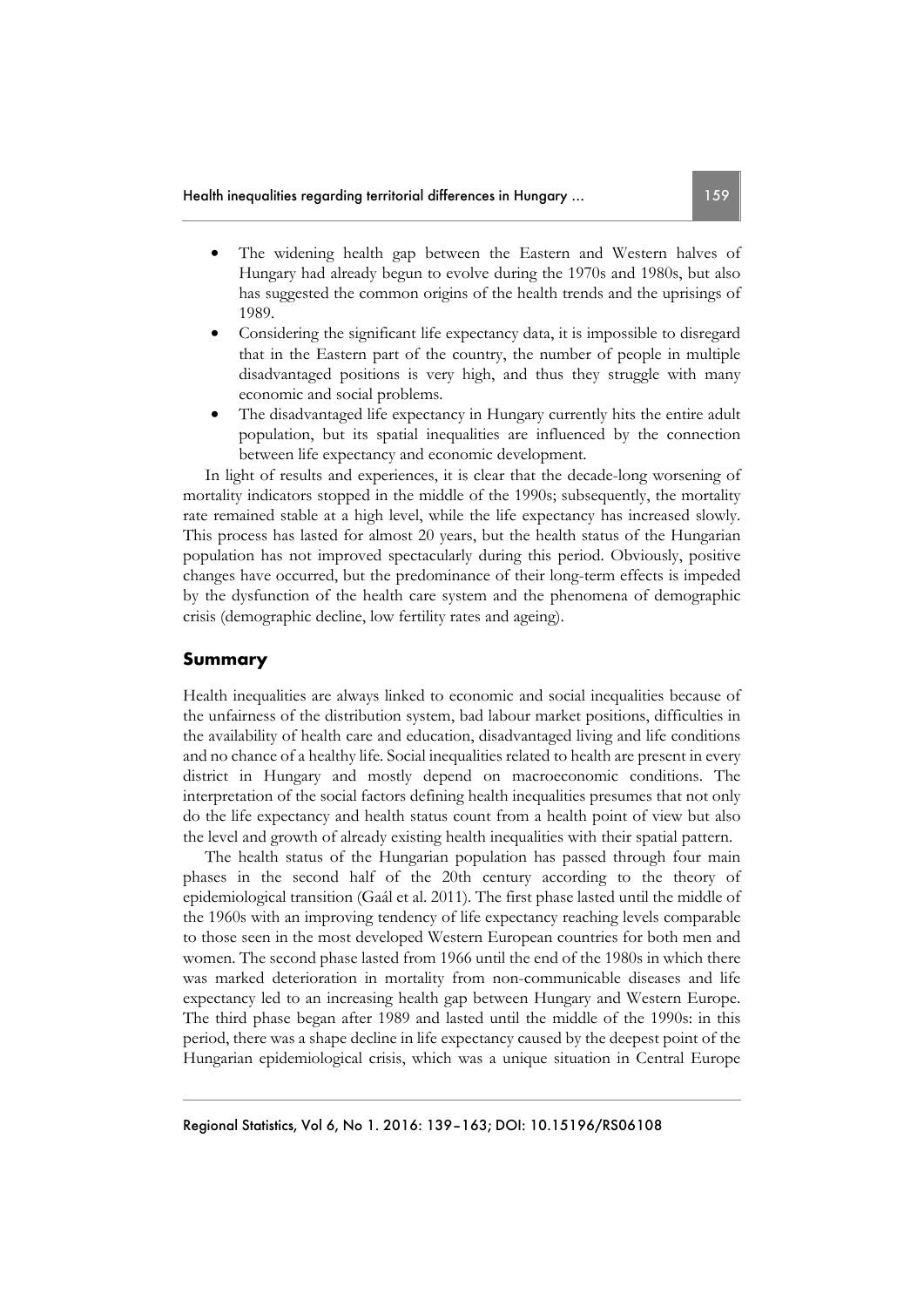- The widening health gap between the Eastern and Western halves of Hungary had already begun to evolve during the 1970s and 1980s, but also has suggested the common origins of the health trends and the uprisings of 1989.
- Considering the significant life expectancy data, it is impossible to disregard that in the Eastern part of the country, the number of people in multiple disadvantaged positions is very high, and thus they struggle with many economic and social problems.
- The disadvantaged life expectancy in Hungary currently hits the entire adult population, but its spatial inequalities are influenced by the connection between life expectancy and economic development.

In light of results and experiences, it is clear that the decade-long worsening of mortality indicators stopped in the middle of the 1990s; subsequently, the mortality rate remained stable at a high level, while the life expectancy has increased slowly. This process has lasted for almost 20 years, but the health status of the Hungarian population has not improved spectacularly during this period. Obviously, positive changes have occurred, but the predominance of their long-term effects is impeded by the dysfunction of the health care system and the phenomena of demographic crisis (demographic decline, low fertility rates and ageing).

## Summary

Health inequalities are always linked to economic and social inequalities because of the unfairness of the distribution system, bad labour market positions, difficulties in the availability of health care and education, disadvantaged living and life conditions and no chance of a healthy life. Social inequalities related to health are present in every district in Hungary and mostly depend on macroeconomic conditions. The interpretation of the social factors defining health inequalities presumes that not only do the life expectancy and health status count from a health point of view but also the level and growth of already existing health inequalities with their spatial pattern.

The health status of the Hungarian population has passed through four main phases in the second half of the 20th century according to the theory of epidemiological transition (Gaál et al. 2011). The first phase lasted until the middle of the 1960s with an improving tendency of life expectancy reaching levels comparable to those seen in the most developed Western European countries for both men and women. The second phase lasted from 1966 until the end of the 1980s in which there was marked deterioration in mortality from non-communicable diseases and life expectancy led to an increasing health gap between Hungary and Western Europe. The third phase began after 1989 and lasted until the middle of the 1990s: in this period, there was a shape decline in life expectancy caused by the deepest point of the Hungarian epidemiological crisis, which was a unique situation in Central Europe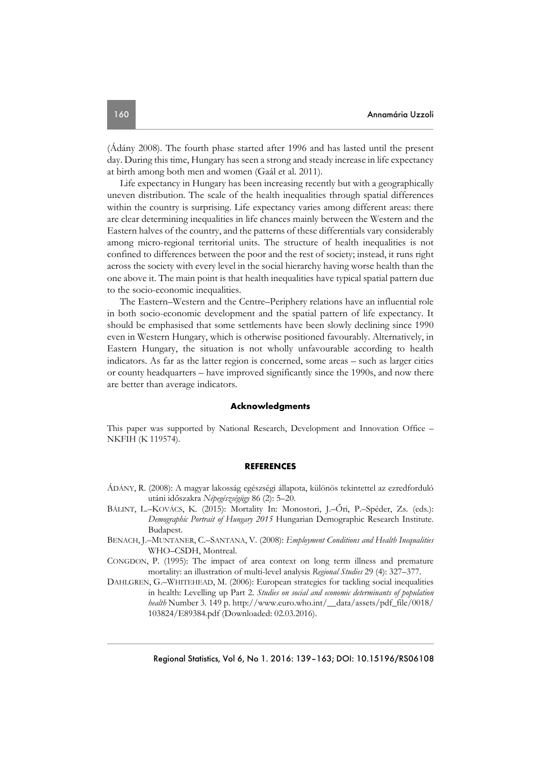(Ádány 2008). The fourth phase started after 1996 and has lasted until the present day. During this time, Hungary has seen a strong and steady increase in life expectancy at birth among both men and women (Gaál et al. 2011).

Life expectancy in Hungary has been increasing recently but with a geographically uneven distribution. The scale of the health inequalities through spatial differences within the country is surprising. Life expectancy varies among different areas: there are clear determining inequalities in life chances mainly between the Western and the Eastern halves of the country, and the patterns of these differentials vary considerably among micro-regional territorial units. The structure of health inequalities is not confined to differences between the poor and the rest of society; instead, it runs right across the society with every level in the social hierarchy having worse health than the one above it. The main point is that health inequalities have typical spatial pattern due to the socio-economic inequalities.

The Eastern–Western and the Centre–Periphery relations have an influential role in both socio-economic development and the spatial pattern of life expectancy. It should be emphasised that some settlements have been slowly declining since 1990 even in Western Hungary, which is otherwise positioned favourably. Alternatively, in Eastern Hungary, the situation is not wholly unfavourable according to health indicators. As far as the latter region is concerned, some areas – such as larger cities or county headquarters – have improved significantly since the 1990s, and now there are better than average indicators.

### Acknowledgments

This paper was supported by National Research, Development and Innovation Office – NKFIH (K 119574).

## REFERENCES

ÁDÁNY, R. (2008): A magyar lakosság egészségi állapota, különös tekintettel az ezredforduló utáni időszakra *Népegészségügy* 86 (2): 5–20.

BÁLINT, L.–KOVÁCS, K. (2015): Mortality In: Monostori, J.–Őri, P.–Spéder, Zs. (eds.): *Demographic Portrait of Hungary 2015* Hungarian Demographic Research Institute. Budapest.

BENACH, J.–MUNTANER, C.–SANTANA, V. (2008): *Employment Conditions and Health Inequalities* WHO–CSDH, Montreal.

CONGDON, P. (1995): The impact of area context on long term illness and premature mortality: an illustration of multi-level analysis *Regional Studies* 29 (4): 327–377.

DAHLGREN, G.–WHITEHEAD, M. (2006): European strategies for tackling social inequalities in health: Levelling up Part 2. *Studies on social and economic determinants of population health* Number 3. 149 p. http://www.euro.who.int/__data/assets/pdf_file/0018/103824/E89384.pdf (Downloaded: 02.03.2016).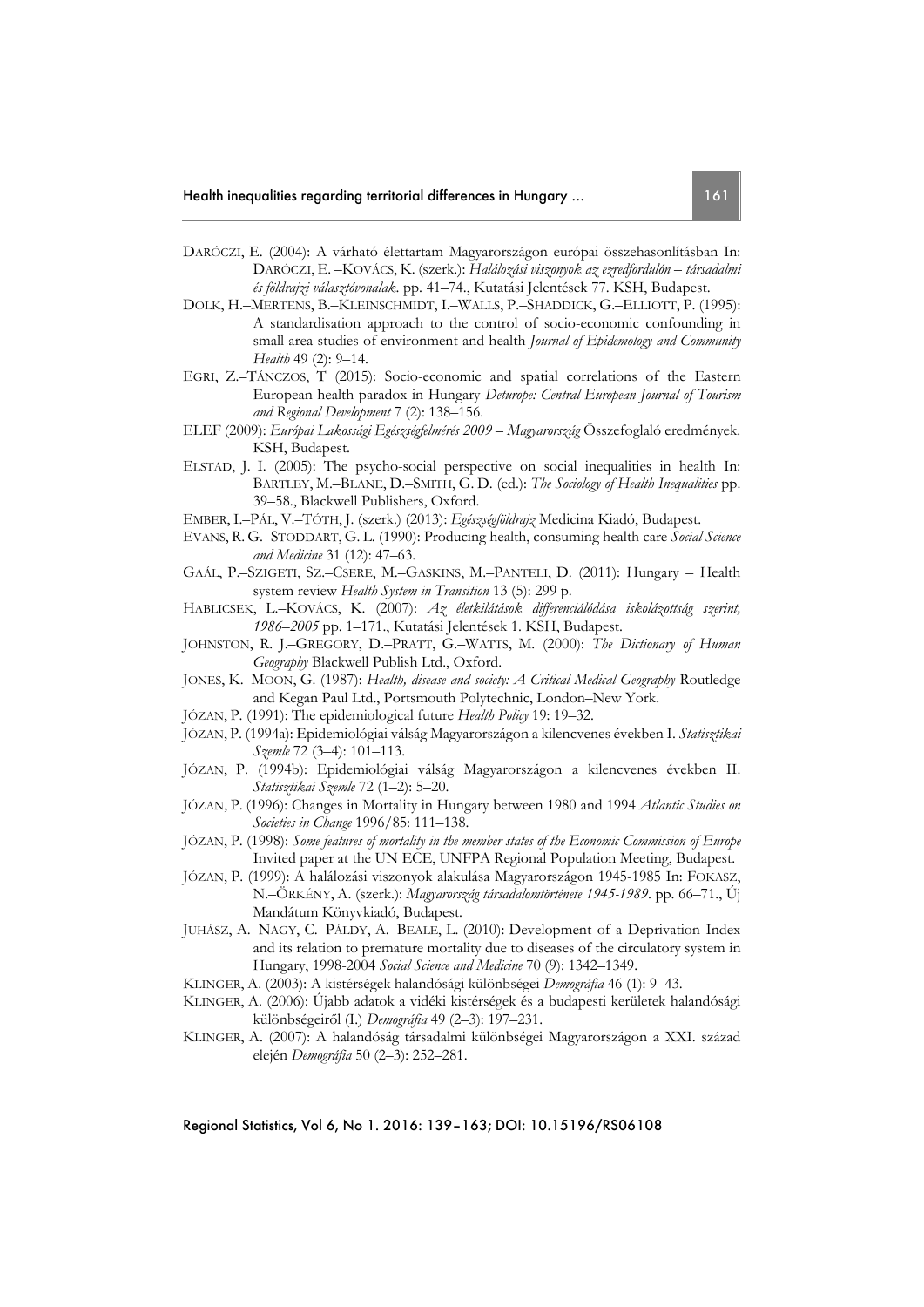DARÓCZI, E. (2004): A várható élettartam Magyarországon európai összehasonlításban In: DARÓCZI, E. –KOVÁCS, K. (szerk.): *Halálozási viszonyok az ezredfordulón – társadalmi és földrajzi választóvonalak*. pp. 41–74., Kutatási Jelentések 77. KSH, Budapest.

DOLK, H.–MERTENS, B.–KLEINSCHMIDT, I.–WALLS, P.–SHADDICK, G.–ELLIOTT, P. (1995): A standardisation approach to the control of socio-economic confounding in small area studies of environment and health *Journal of Epidemology and Community Health* 49 (2): 9–14.

EGRI, Z.–TÁNCZOS, T (2015): Socio-economic and spatial correlations of the Eastern European health paradox in Hungary *Deturope: Central European Journal of Tourism and Regional Development* 7 (2): 138–156.

ELEF (2009): *Európai Lakossági Egészségfelmérés 2009 – Magyarország* Összefoglaló eredmények. KSH, Budapest.

ELSTAD, J. I. (2005): The psycho-social perspective on social inequalities in health In: BARTLEY, M.–BLANE, D.–SMITH, G. D. (ed.): *The Sociology of Health Inequalities* pp. 39–58., Blackwell Publishers, Oxford.

EMBER, I.–PÁL, V.–TÓTH, J. (szerk.) (2013): *Egészségföldrajz* Medicina Kiadó, Budapest.

EVANS, R. G.–STODDART, G. L. (1990): Producing health, consuming health care *Social Science and Medicine* 31 (12): 47–63.

GAÁL, P.–SZIGETI, SZ.–CSERE, M.–GASKINS, M.–PANTELI, D. (2011): Hungary – Health system review *Health System in Transition* 13 (5): 299 p.

HABLICSEK, L.–KOVÁCS, K. (2007): *Az életkilátások differenciálódása iskolázottság szerint, 1986–2005* pp. 1–171., Kutatási Jelentések 1. KSH, Budapest.

JOHNSTON, R. J.–GREGORY, D.–PRATT, G.–WATTS, M. (2000): *The Dictionary of Human Geography* Blackwell Publish Ltd., Oxford.

JONES, K.–MOON, G. (1987): *Health, disease and society: A Critical Medical Geography* Routledge and Kegan Paul Ltd., Portsmouth Polytechnic, London–New York.

JÓZAN, P. (1991): The epidemiological future *Health Policy* 19: 19–32.

JÓZAN, P. (1994a): Epidemiológiai válság Magyarországon a kilencvenes években I. *Statisztikai Szemle* 72 (3–4): 101–113.

JÓZAN, P. (1994b): Epidemiológiai válság Magyarországon a kilencvenes években II. *Statisztikai Szemle* 72 (1–2): 5–20.

JÓZAN, P. (1996): Changes in Mortality in Hungary between 1980 and 1994 *Atlantic Studies on Societies in Change* 1996/85: 111–138.

JÓZAN, P. (1998): *Some features of mortality in the member states of the Economic Commission of Europe* Invited paper at the UN ECE, UNFPA Regional Population Meeting, Budapest.

JÓZAN, P. (1999): A halálozási viszonyok alakulása Magyarországon 1945-1985 In: FOKASZ, N.–ÖRKÉNY, A. (szerk.): *Magyarország társadalomtörténete 1945-1989*. pp. 66–71., Új Mandátum Könyvkiadó, Budapest.

JUHÁSZ, A.–NAGY, C.–PÁLDY, A.–BEALE, L. (2010): Development of a Deprivation Index and its relation to premature mortality due to diseases of the circulatory system in Hungary, 1998-2004 *Social Science and Medicine* 70 (9): 1342–1349.

KLINGER, A. (2003): A kistérségek halandósági különbségei *Demográfia* 46 (1): 9–43.

KLINGER, A. (2006): Újabb adatok a vidéki kistérségek és a budapesti kerületek halandósági különbségeiről (I.) *Demográfia* 49 (2–3): 197–231.

KLINGER, A. (2007): A halandóság társadalmi különbségei Magyarországon a XXI. század elején *Demográfia* 50 (2–3): 252–281.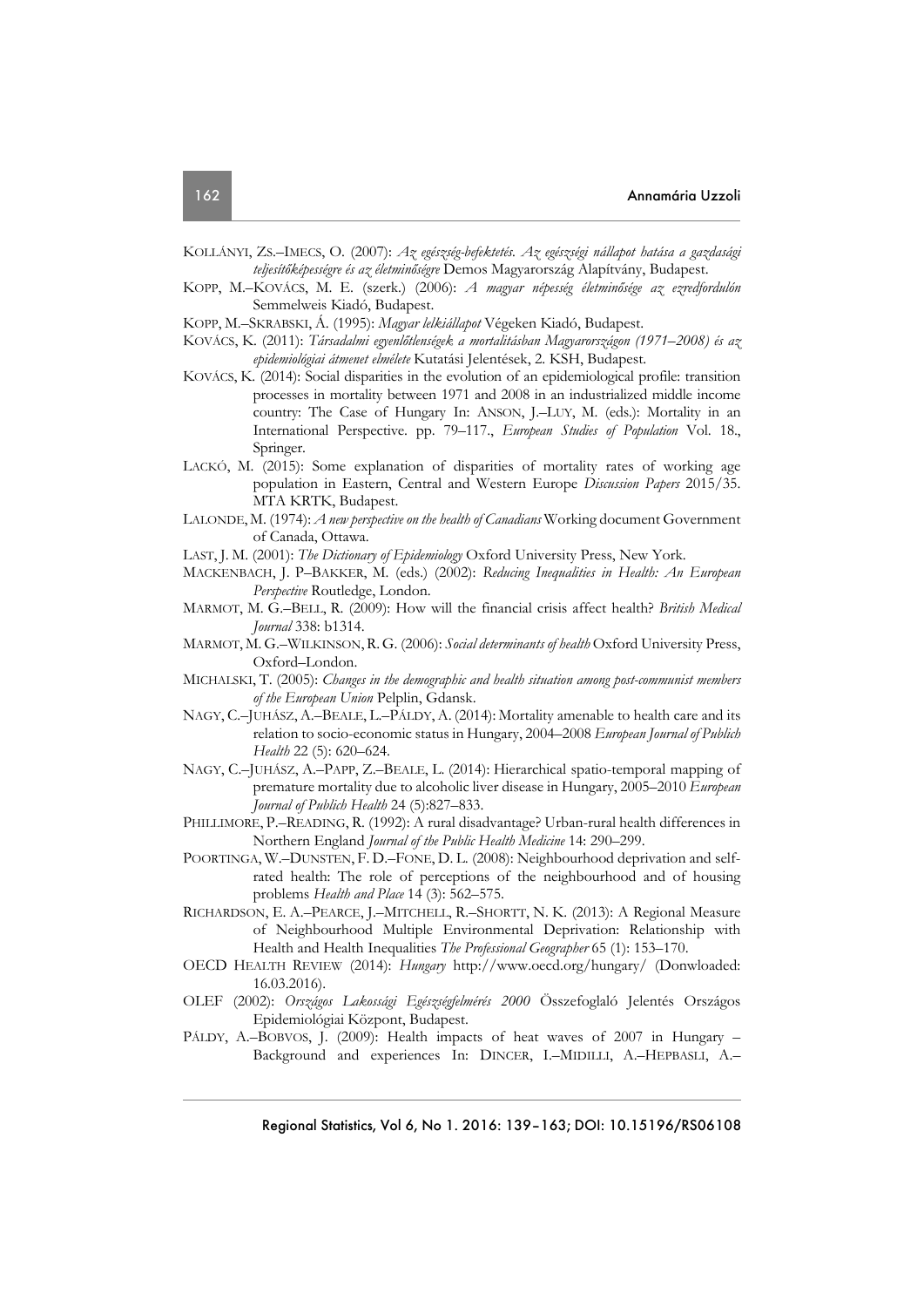KOLLÁNYI, ZS.–IMECS, O. (2007): *Az egészség-befektetés. Az egészségi nállapot hatása a gazdasági teljesítőképességre és az életminőségre* Demos Magyarország Alapítvány, Budapest.

KOPP, M.–KOVÁCS, M. E. (szerk.) (2006): *A magyar népesség életminősége az ezredfordulón* Semmelweis Kiadó, Budapest.

KOPP, M.–SKRABSKI, Á. (1995): *Magyar lelkiállapot* Végeken Kiadó, Budapest.

KOVÁCS, K. (2011): *Társadalmi egyenlőtlenségek a mortalitásban Magyarországon (1971–2008) és az epidemiológiai átmenet elmélete* Kutatási Jelentések, 2. KSH, Budapest.

KOVÁCS, K. (2014): Social disparities in the evolution of an epidemiological profile: transition processes in mortality between 1971 and 2008 in an industrialized middle income country: The Case of Hungary In: ANSON, J.–LUY, M. (eds.): Mortality in an International Perspective. pp. 79–117., *European Studies of Population* Vol. 18., Springer.

LACKÓ, M. (2015): Some explanation of disparities of mortality rates of working age population in Eastern, Central and Western Europe *Discussion Papers* 2015/35. MTA KRTK, Budapest.

LALONDE, M. (1974): *A new perspective on the health of Canadians* Working document Government of Canada, Ottawa.

LAST, J. M. (2001): *The Dictionary of Epidemiology* Oxford University Press, New York.

MACKENBACH, J. P–BAKKER, M. (eds.) (2002): *Reducing Inequalities in Health: An European Perspective* Routledge, London.

MARMOT, M. G.–BELL, R. (2009): How will the financial crisis affect health? *British Medical Journal* 338: b1314.

MARMOT, M. G.–WILKINSON, R. G. (2006): *Social determinants of health* Oxford University Press, Oxford–London.

MICHALSKI, T. (2005): *Changes in the demographic and health situation among post-communist members of the European Union* Pelplin, Gdansk.

NAGY, C.–JUHÁSZ, A.–BEALE, L.–PÁLDY, A. (2014): Mortality amenable to health care and its relation to socio-economic status in Hungary, 2004–2008 *European Journal of Publich Health* 22 (5): 620–624.

NAGY, C.–JUHÁSZ, A.–PAPP, Z.–BEALE, L. (2014): Hierarchical spatio-temporal mapping of premature mortality due to alcoholic liver disease in Hungary, 2005–2010 *European Journal of Publich Health* 24 (5):827–833.

PHILLIMORE, P.–READING, R. (1992): A rural disadvantage? Urban-rural health differences in Northern England *Journal of the Public Health Medicine* 14: 290–299.

POORTINGA, W.–DUNSTEN, F. D.–FONE, D. L. (2008): Neighbourhood deprivation and self-rated health: The role of perceptions of the neighbourhood and of housing problems *Health and Place* 14 (3): 562–575.

RICHARDSON, E. A.–PEARCE, J.–MITCHELL, R.–SHORTT, N. K. (2013): A Regional Measure of Neighbourhood Multiple Environmental Deprivation: Relationship with Health and Health Inequalities *The Professional Geographer* 65 (1): 153–170.

OECD HEALTH REVIEW (2014): *Hungary* http://www.oecd.org/hungary/ (Donwloaded: 16.03.2016).

OLEF (2002): *Országos Lakossági Egészségfelmérés 2000* Összefoglaló Jelentés Országos Epidemiológiai Központ, Budapest.

PÁLDY, A.–BOBVOS, J. (2009): Health impacts of heat waves of 2007 in Hungary – Background and experiences In: DINCER, I.–MIDILLI, A.–HEPBASLI, A.–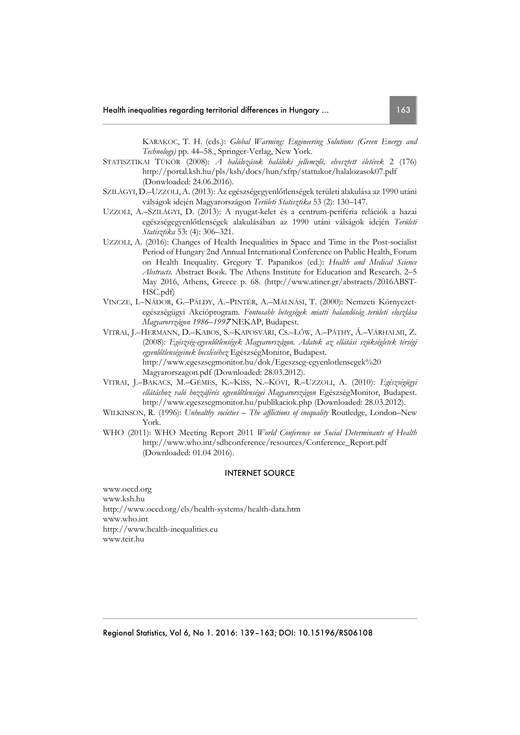KARAKOC, T. H. (eds.): *Global Warming: Engineering Solutions (Green Energy and Technology)* pp. 44–58., Springer-Verlag, New York.

STATISZTIKAI TÜKÖR (2008): *A halálozások haláloki jellemzői, elvesztett életévek* 2 (176) http://portal.ksh.hu/pls/ksh/docs/hun/xftp/stattukor/halalozasok07.pdf (Donwloaded: 24.06.2016).

SZILÁGYI, D.–UZZOLI, A. (2013): Az egészségegyenlőtlenségek területi alakulása az 1990 utáni válságok idején Magyarországon *Területi Statisztika* 53 (2): 130–147.

UZZOLI, A.–SZILÁGYI, D. (2013): A nyugat-kelet és a centrum-periféria relációk a hazai egészségegyenlőtlenségek alakulásában az 1990 utáni válságok idején *Területi Statisztika* 53: (4): 306–321.

UZZOLI, A. (2016): Changes of Health Inequalities in Space and Time in the Post-socialist Period of Hungary 2nd Annual International Conference on Public Health, Forum on Health Inequality. Gregory T. Papanikos (ed.): *Health and Medical Science Abstracts*. Abstract Book. The Athens Institute for Education and Research. 2–5 May 2016, Athens, Greece p. 68. (http://www.atiner.gr/abstracts/2016ABST-HSC.pdf)

VINCZE, I.–NÁDOR, G.–PÁLDY, A.–PINTÉR, A.–MÁLNÁSI, T. (2000): Nemzeti Környezet-egészségügyi Akcióprogram. *Fontosabb betegségek miatti halandóság területi eloszlása Magyarországon 1986–1997* NEKAP, Budapest.

VITRAI, J.–HERMANN, D.–KABOS, S.–KAPOSVÁRI, CS.–LŐW, A.–PÁTHY, Á.–VÁRHALMI, Z. (2008): *Egészség-egyenlőtlenségek Magyarországon. Adatok az ellátási szükségletek térségi egyenlőtlenségeinek becsléséhez* EgészségMonitor, Budapest. http://www.egeszsegmonitor.hu/dok/Egeszseg-egyenlotlensegek%20 Magyarorszagon.pdf (Downloaded: 28.03.2012).

VITRAI, J.–BAKACS, M.–GÉMES, K.–KISS, N.–KÖVI, R.–UZZOLI, A. (2010): *Egészségügyi ellátáshoz való hozzáférés egyenlőtlenségei Magyarországon* EgészségMonitor, Budapest. http://www.egeszsegmonitor.hu/publikaciok.php (Downloaded: 28.03.2012).

WILKINSON, R. (1996): *Unhealthy societies – The afflictions of inequality* Routledge, London–New York.

WHO (2011): WHO Meeting Report 2011 *World Conference on Social Determinants of Health* http://www.who.int/sdhconference/resources/Conference_Report.pdf (Downloaded: 01.04 2016).

## INTERNET SOURCE

www.oecd.org
www.ksh.hu
http://www.oecd.org/els/health-systems/health-data.htm
www.who.int
http://www.health-inequalities.eu
www.teir.hu